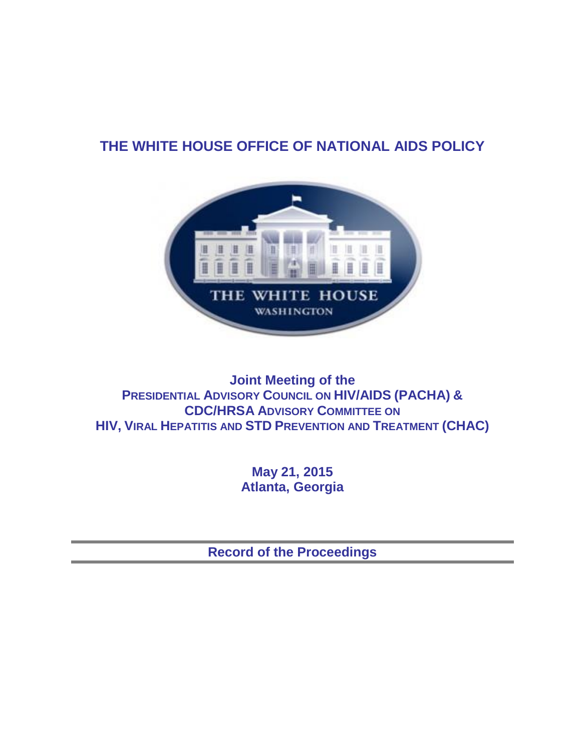# THE WHITE HOUSE OFFICE OF NATIONAL AIDS POLICY

THE WHITE HOUSE
WASHINGTON

**Joint Meeting of the**
**PRESIDENTIAL ADVISORY COUNCIL ON HIV/AIDS (PACHA) &**
**CDC/HRSA ADVISORY COMMITTEE ON**
**HIV, VIRAL HEPATITIS AND STD PREVENTION AND TREATMENT (CHAC)**

**May 21, 2015**
**Atlanta, Georgia**

---

**Record of the Proceedings**

---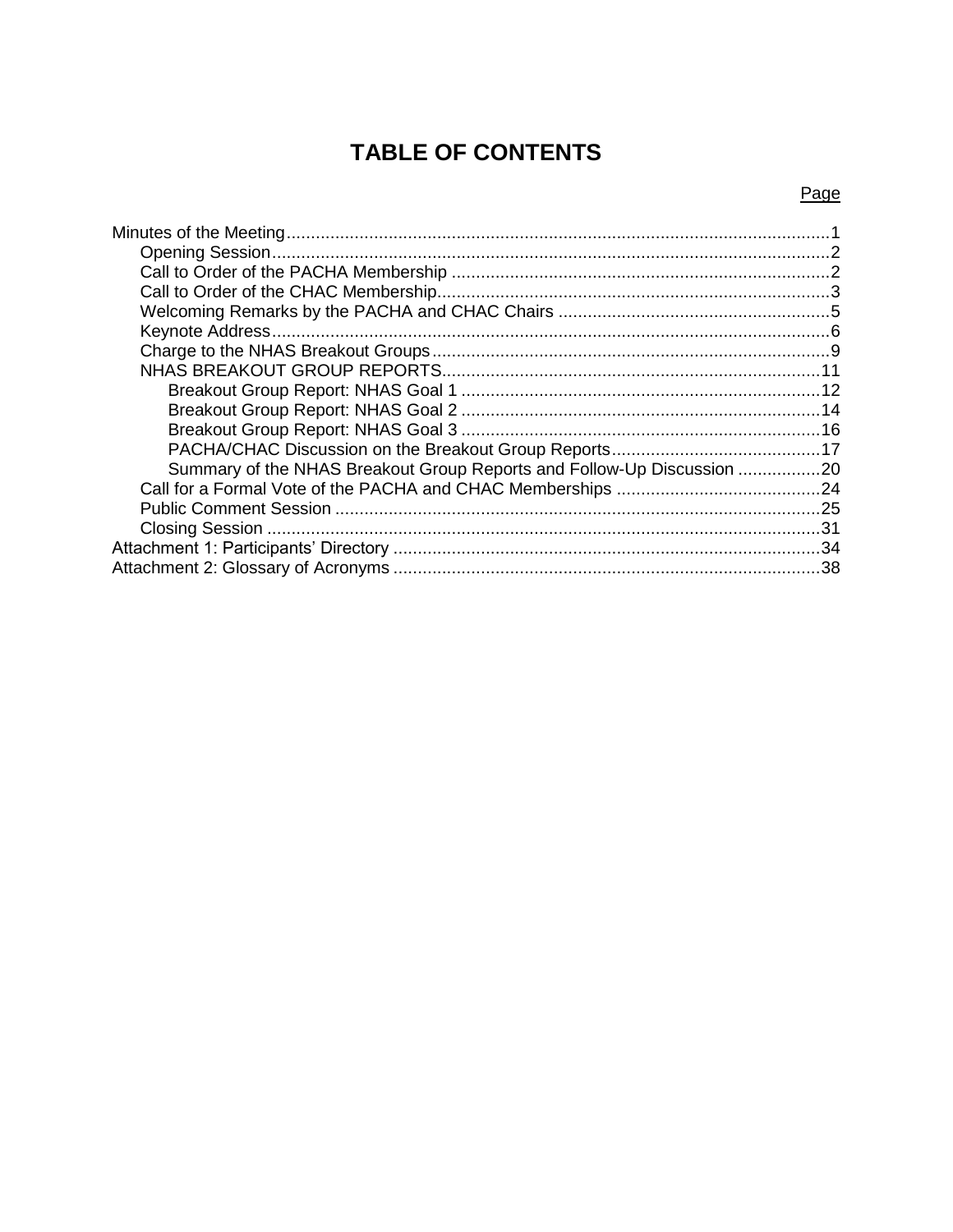# TABLE OF CONTENTS

| | Page |
|---|---|
| Minutes of the Meeting | 1 |
| Opening Session | 2 |
| Call to Order of the PACHA Membership | 2 |
| Call to Order of the CHAC Membership | 3 |
| Welcoming Remarks by the PACHA and CHAC Chairs | 5 |
| Keynote Address | 6 |
| Charge to the NHAS Breakout Groups | 9 |
| NHAS BREAKOUT GROUP REPORTS | 11 |
| Breakout Group Report: NHAS Goal 1 | 12 |
| Breakout Group Report: NHAS Goal 2 | 14 |
| Breakout Group Report: NHAS Goal 3 | 16 |
| PACHA/CHAC Discussion on the Breakout Group Reports | 17 |
| Summary of the NHAS Breakout Group Reports and Follow-Up Discussion | 20 |
| Call for a Formal Vote of the PACHA and CHAC Memberships | 24 |
| Public Comment Session | 25 |
| Closing Session | 31 |
| Attachment 1: Participants' Directory | 34 |
| Attachment 2: Glossary of Acronyms | 38 |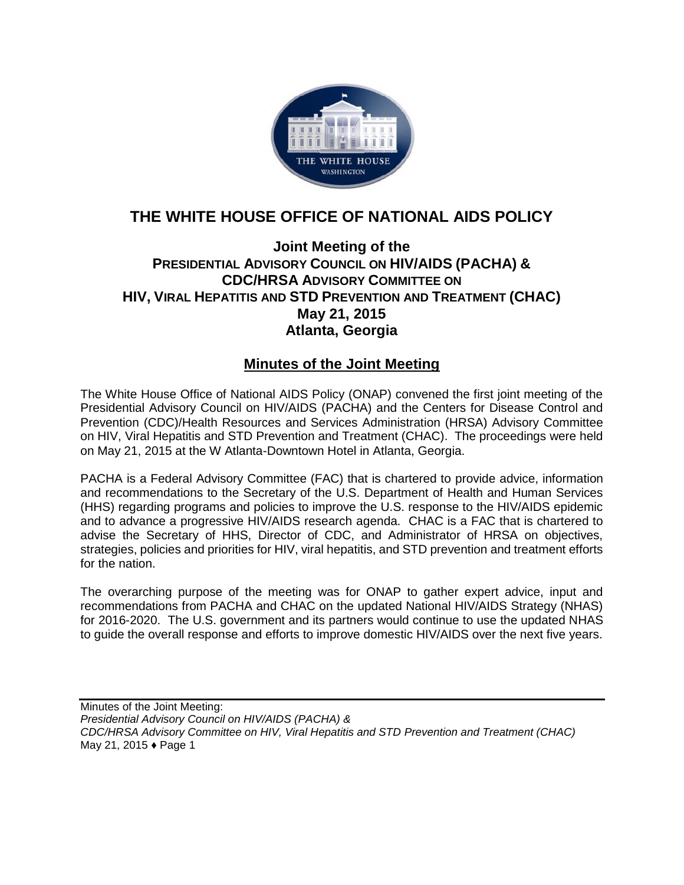# THE WHITE HOUSE OFFICE OF NATIONAL AIDS POLICY

## Joint Meeting of the PRESIDENTIAL ADVISORY COUNCIL ON HIV/AIDS (PACHA) & CDC/HRSA ADVISORY COMMITTEE ON HIV, VIRAL HEPATITIS AND STD PREVENTION AND TREATMENT (CHAC)

### May 21, 2015
### Atlanta, Georgia

## Minutes of the Joint Meeting

The White House Office of National AIDS Policy (ONAP) convened the first joint meeting of the Presidential Advisory Council on HIV/AIDS (PACHA) and the Centers for Disease Control and Prevention (CDC)/Health Resources and Services Administration (HRSA) Advisory Committee on HIV, Viral Hepatitis and STD Prevention and Treatment (CHAC). The proceedings were held on May 21, 2015 at the W Atlanta-Downtown Hotel in Atlanta, Georgia.

PACHA is a Federal Advisory Committee (FAC) that is chartered to provide advice, information and recommendations to the Secretary of the U.S. Department of Health and Human Services (HHS) regarding programs and policies to improve the U.S. response to the HIV/AIDS epidemic and to advance a progressive HIV/AIDS research agenda. CHAC is a FAC that is chartered to advise the Secretary of HHS, Director of CDC, and Administrator of HRSA on objectives, strategies, policies and priorities for HIV, viral hepatitis, and STD prevention and treatment efforts for the nation.

The overarching purpose of the meeting was for ONAP to gather expert advice, input and recommendations from PACHA and CHAC on the updated National HIV/AIDS Strategy (NHAS) for 2016-2020. The U.S. government and its partners would continue to use the updated NHAS to guide the overall response and efforts to improve domestic HIV/AIDS over the next five years.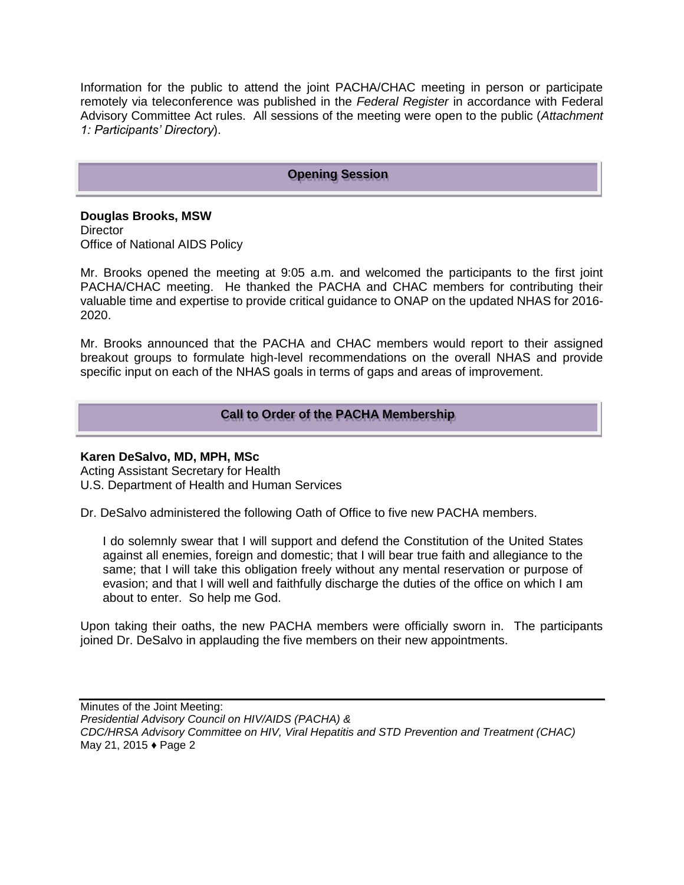Information for the public to attend the joint PACHA/CHAC meeting in person or participate remotely via teleconference was published in the *Federal Register* in accordance with Federal Advisory Committee Act rules. All sessions of the meeting were open to the public (*Attachment 1: Participants' Directory*).

## Opening Session

**Douglas Brooks, MSW**
Director
Office of National AIDS Policy

Mr. Brooks opened the meeting at 9:05 a.m. and welcomed the participants to the first joint PACHA/CHAC meeting. He thanked the PACHA and CHAC members for contributing their valuable time and expertise to provide critical guidance to ONAP on the updated NHAS for 2016-2020.

Mr. Brooks announced that the PACHA and CHAC members would report to their assigned breakout groups to formulate high-level recommendations on the overall NHAS and provide specific input on each of the NHAS goals in terms of gaps and areas of improvement.

## Call to Order of the PACHA Membership

**Karen DeSalvo, MD, MPH, MSc**
Acting Assistant Secretary for Health
U.S. Department of Health and Human Services

Dr. DeSalvo administered the following Oath of Office to five new PACHA members.

> I do solemnly swear that I will support and defend the Constitution of the United States against all enemies, foreign and domestic; that I will bear true faith and allegiance to the same; that I will take this obligation freely without any mental reservation or purpose of evasion; and that I will well and faithfully discharge the duties of the office on which I am about to enter. So help me God.

Upon taking their oaths, the new PACHA members were officially sworn in. The participants joined Dr. DeSalvo in applauding the five members on their new appointments.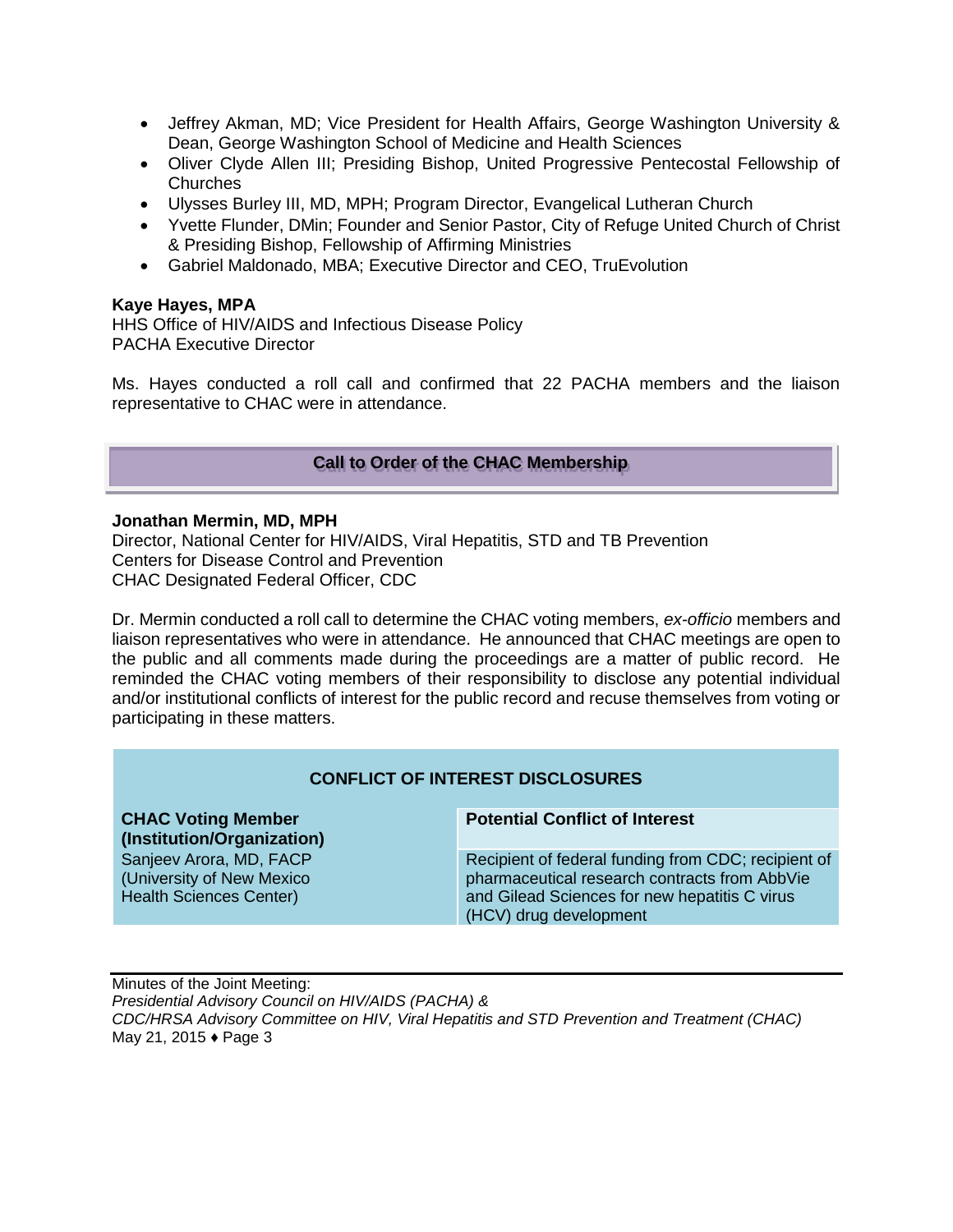- Jeffrey Akman, MD; Vice President for Health Affairs, George Washington University & Dean, George Washington School of Medicine and Health Sciences
- Oliver Clyde Allen III; Presiding Bishop, United Progressive Pentecostal Fellowship of Churches
- Ulysses Burley III, MD, MPH; Program Director, Evangelical Lutheran Church
- Yvette Flunder, DMin; Founder and Senior Pastor, City of Refuge United Church of Christ & Presiding Bishop, Fellowship of Affirming Ministries
- Gabriel Maldonado, MBA; Executive Director and CEO, TruEvolution

**Kaye Hayes, MPA**
HHS Office of HIV/AIDS and Infectious Disease Policy
PACHA Executive Director

Ms. Hayes conducted a roll call and confirmed that 22 PACHA members and the liaison representative to CHAC were in attendance.

## Call to Order of the CHAC Membership

**Jonathan Mermin, MD, MPH**
Director, National Center for HIV/AIDS, Viral Hepatitis, STD and TB Prevention
Centers for Disease Control and Prevention
CHAC Designated Federal Officer, CDC

Dr. Mermin conducted a roll call to determine the CHAC voting members, *ex-officio* members and liaison representatives who were in attendance. He announced that CHAC meetings are open to the public and all comments made during the proceedings are a matter of public record. He reminded the CHAC voting members of their responsibility to disclose any potential individual and/or institutional conflicts of interest for the public record and recuse themselves from voting or participating in these matters.

**CONFLICT OF INTEREST DISCLOSURES**

| CHAC Voting Member (Institution/Organization) | Potential Conflict of Interest |
|---|---|
| Sanjeev Arora, MD, FACP (University of New Mexico Health Sciences Center) | Recipient of federal funding from CDC; recipient of pharmaceutical research contracts from AbbVie and Gilead Sciences for new hepatitis C virus (HCV) drug development |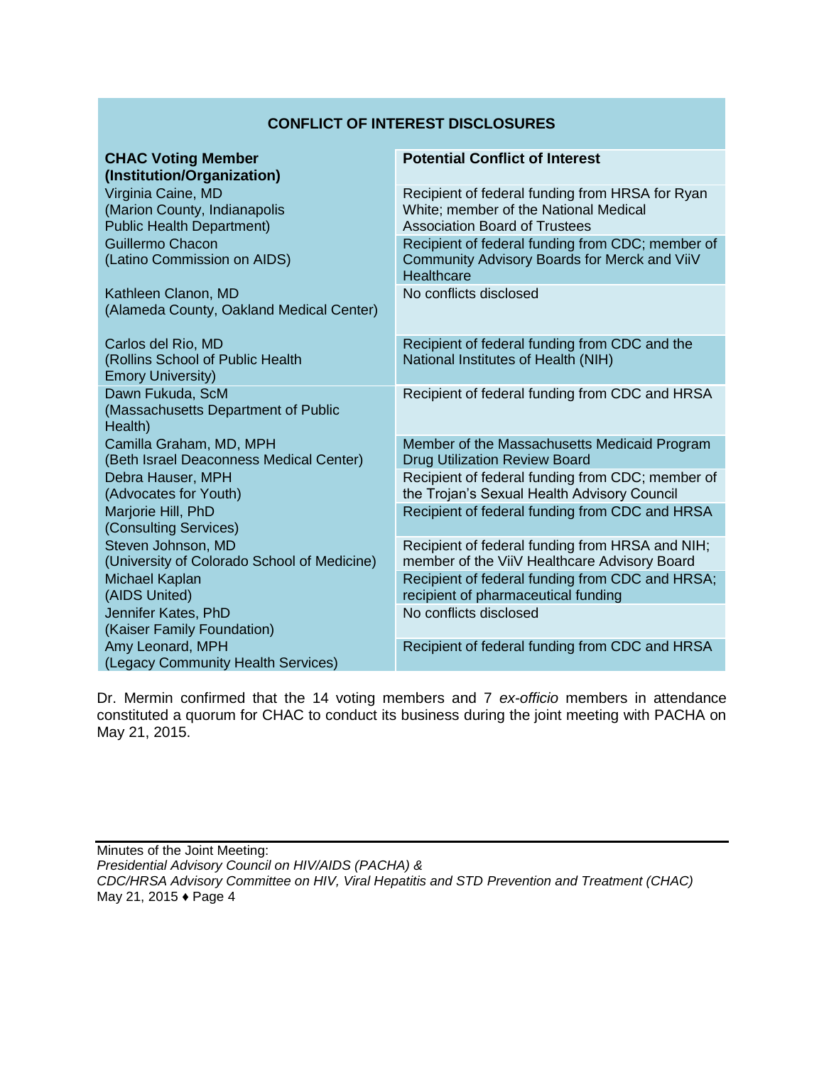**CONFLICT OF INTEREST DISCLOSURES**

| CHAC Voting Member (Institution/Organization) | Potential Conflict of Interest |
|---|---|
| Virginia Caine, MD (Marion County, Indianapolis Public Health Department) | Recipient of federal funding from HRSA for Ryan White; member of the National Medical Association Board of Trustees |
| Guillermo Chacon (Latino Commission on AIDS) | Recipient of federal funding from CDC; member of Community Advisory Boards for Merck and ViiV Healthcare |
| Kathleen Clanon, MD (Alameda County, Oakland Medical Center) | No conflicts disclosed |
| Carlos del Rio, MD (Rollins School of Public Health Emory University) | Recipient of federal funding from CDC and the National Institutes of Health (NIH) |
| Dawn Fukuda, ScM (Massachusetts Department of Public Health) | Recipient of federal funding from CDC and HRSA |
| Camilla Graham, MD, MPH (Beth Israel Deaconess Medical Center) | Member of the Massachusetts Medicaid Program Drug Utilization Review Board |
| Debra Hauser, MPH (Advocates for Youth) | Recipient of federal funding from CDC; member of the Trojan's Sexual Health Advisory Council |
| Marjorie Hill, PhD (Consulting Services) | Recipient of federal funding from CDC and HRSA |
| Steven Johnson, MD (University of Colorado School of Medicine) | Recipient of federal funding from HRSA and NIH; member of the ViiV Healthcare Advisory Board |
| Michael Kaplan (AIDS United) | Recipient of federal funding from CDC and HRSA; recipient of pharmaceutical funding |
| Jennifer Kates, PhD (Kaiser Family Foundation) | No conflicts disclosed |
| Amy Leonard, MPH (Legacy Community Health Services) | Recipient of federal funding from CDC and HRSA |

Dr. Mermin confirmed that the 14 voting members and 7 *ex-officio* members in attendance constituted a quorum for CHAC to conduct its business during the joint meeting with PACHA on May 21, 2015.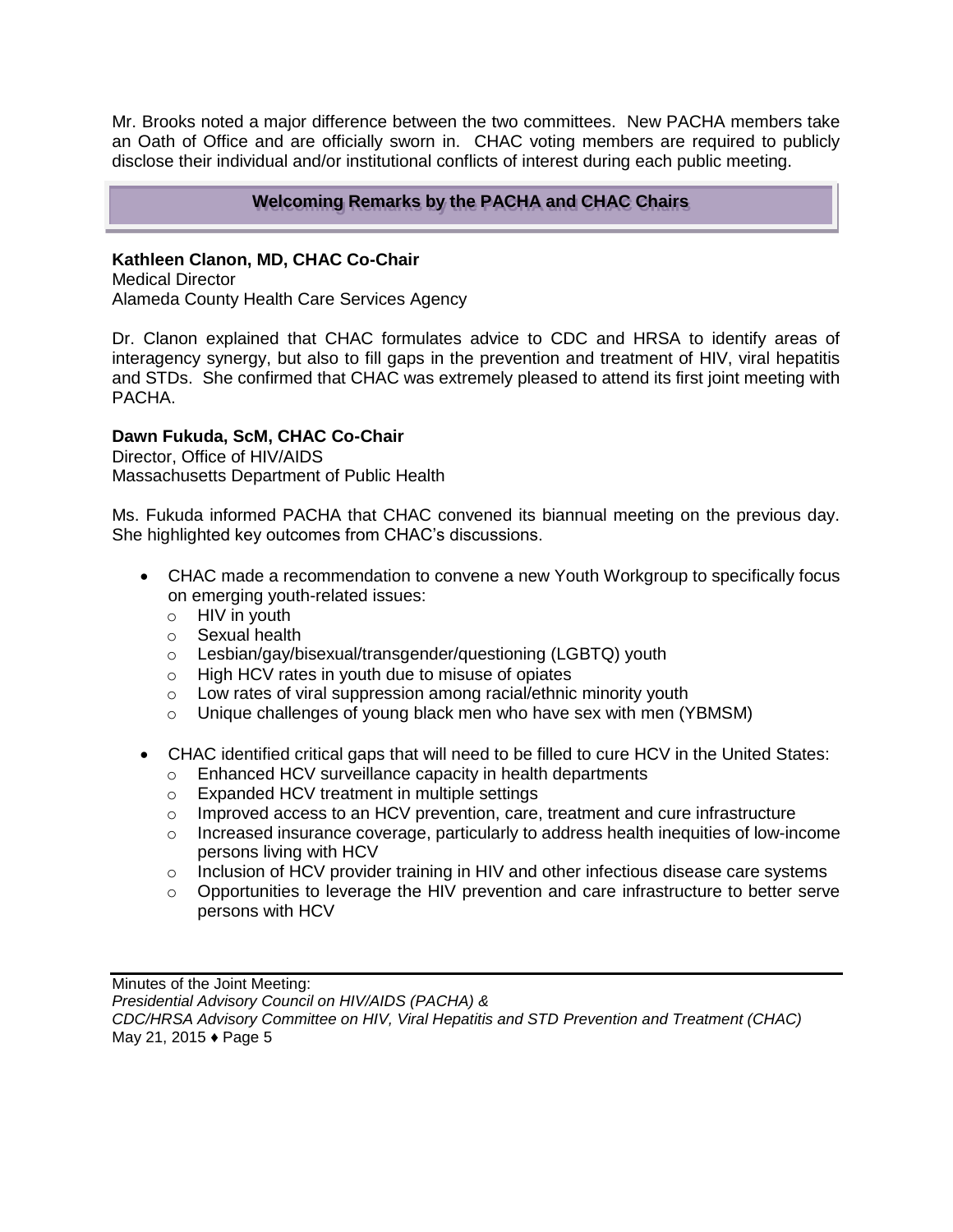Mr. Brooks noted a major difference between the two committees. New PACHA members take an Oath of Office and are officially sworn in. CHAC voting members are required to publicly disclose their individual and/or institutional conflicts of interest during each public meeting.

## Welcoming Remarks by the PACHA and CHAC Chairs

**Kathleen Clanon, MD, CHAC Co-Chair**
Medical Director
Alameda County Health Care Services Agency

Dr. Clanon explained that CHAC formulates advice to CDC and HRSA to identify areas of interagency synergy, but also to fill gaps in the prevention and treatment of HIV, viral hepatitis and STDs. She confirmed that CHAC was extremely pleased to attend its first joint meeting with PACHA.

**Dawn Fukuda, ScM, CHAC Co-Chair**
Director, Office of HIV/AIDS
Massachusetts Department of Public Health

Ms. Fukuda informed PACHA that CHAC convened its biannual meeting on the previous day. She highlighted key outcomes from CHAC's discussions.

- CHAC made a recommendation to convene a new Youth Workgroup to specifically focus on emerging youth-related issues:
  - HIV in youth
  - Sexual health
  - Lesbian/gay/bisexual/transgender/questioning (LGBTQ) youth
  - High HCV rates in youth due to misuse of opiates
  - Low rates of viral suppression among racial/ethnic minority youth
  - Unique challenges of young black men who have sex with men (YBMSM)

- CHAC identified critical gaps that will need to be filled to cure HCV in the United States:
  - Enhanced HCV surveillance capacity in health departments
  - Expanded HCV treatment in multiple settings
  - Improved access to an HCV prevention, care, treatment and cure infrastructure
  - Increased insurance coverage, particularly to address health inequities of low-income persons living with HCV
  - Inclusion of HCV provider training in HIV and other infectious disease care systems
  - Opportunities to leverage the HIV prevention and care infrastructure to better serve persons with HCV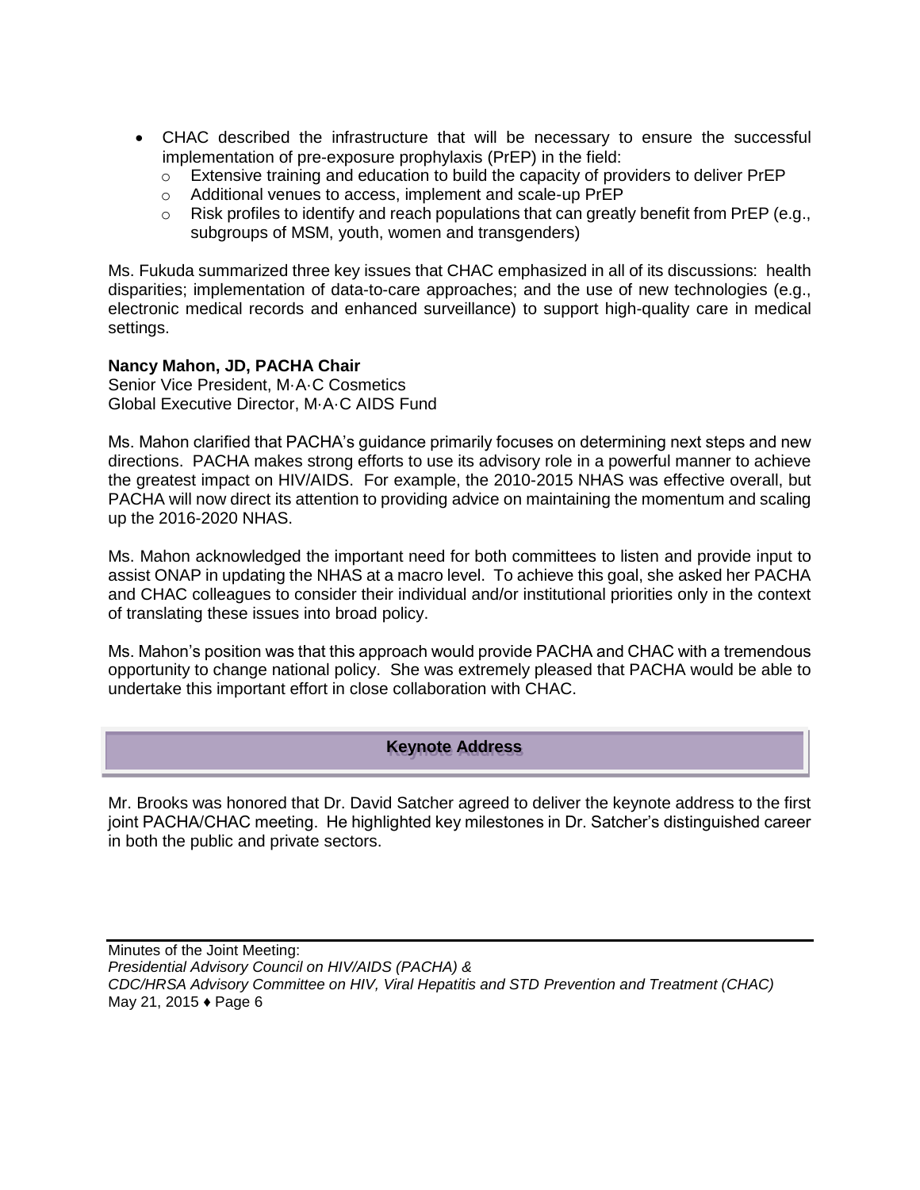- CHAC described the infrastructure that will be necessary to ensure the successful implementation of pre-exposure prophylaxis (PrEP) in the field:
  - Extensive training and education to build the capacity of providers to deliver PrEP
  - Additional venues to access, implement and scale-up PrEP
  - Risk profiles to identify and reach populations that can greatly benefit from PrEP (e.g., subgroups of MSM, youth, women and transgenders)

Ms. Fukuda summarized three key issues that CHAC emphasized in all of its discussions: health disparities; implementation of data-to-care approaches; and the use of new technologies (e.g., electronic medical records and enhanced surveillance) to support high-quality care in medical settings.

**Nancy Mahon, JD, PACHA Chair**
Senior Vice President, M·A·C Cosmetics
Global Executive Director, M·A·C AIDS Fund

Ms. Mahon clarified that PACHA's guidance primarily focuses on determining next steps and new directions. PACHA makes strong efforts to use its advisory role in a powerful manner to achieve the greatest impact on HIV/AIDS. For example, the 2010-2015 NHAS was effective overall, but PACHA will now direct its attention to providing advice on maintaining the momentum and scaling up the 2016-2020 NHAS.

Ms. Mahon acknowledged the important need for both committees to listen and provide input to assist ONAP in updating the NHAS at a macro level. To achieve this goal, she asked her PACHA and CHAC colleagues to consider their individual and/or institutional priorities only in the context of translating these issues into broad policy.

Ms. Mahon's position was that this approach would provide PACHA and CHAC with a tremendous opportunity to change national policy. She was extremely pleased that PACHA would be able to undertake this important effort in close collaboration with CHAC.

## Keynote Address

Mr. Brooks was honored that Dr. David Satcher agreed to deliver the keynote address to the first joint PACHA/CHAC meeting. He highlighted key milestones in Dr. Satcher's distinguished career in both the public and private sectors.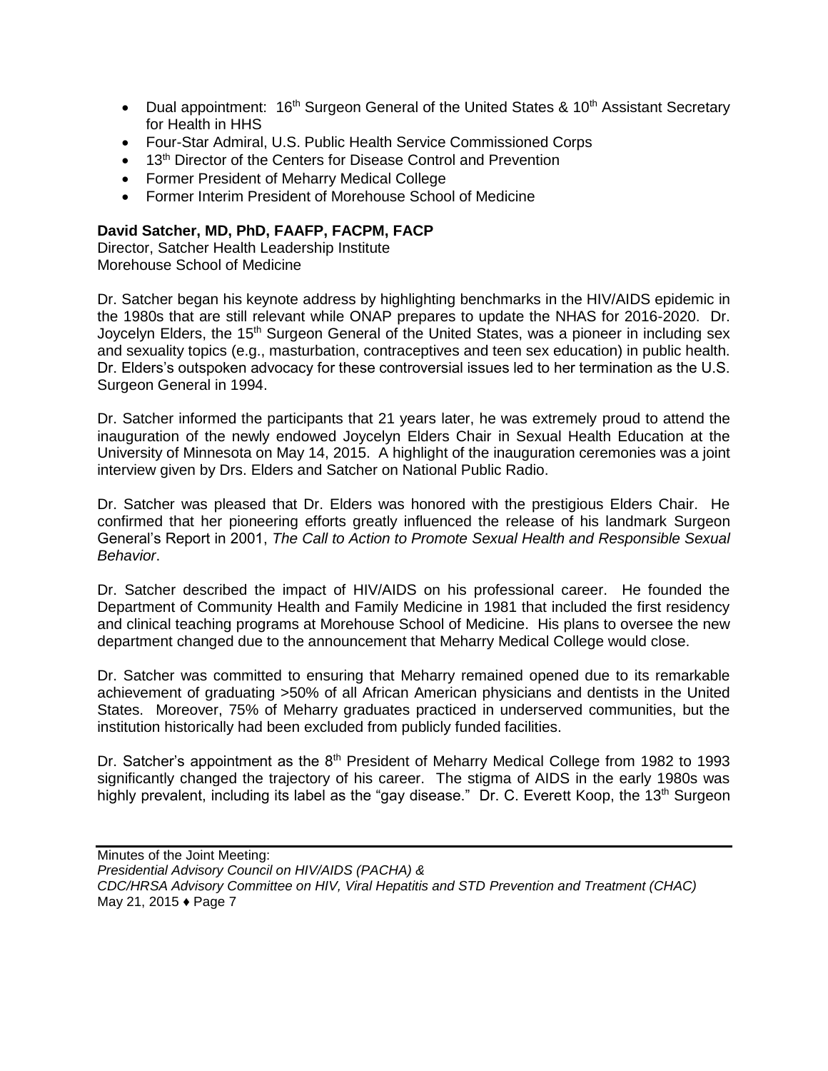- Dual appointment: 16th Surgeon General of the United States & 10th Assistant Secretary for Health in HHS
- Four-Star Admiral, U.S. Public Health Service Commissioned Corps
- 13th Director of the Centers for Disease Control and Prevention
- Former President of Meharry Medical College
- Former Interim President of Morehouse School of Medicine

**David Satcher, MD, PhD, FAAFP, FACPM, FACP**
Director, Satcher Health Leadership Institute
Morehouse School of Medicine

Dr. Satcher began his keynote address by highlighting benchmarks in the HIV/AIDS epidemic in the 1980s that are still relevant while ONAP prepares to update the NHAS for 2016-2020. Dr. Joycelyn Elders, the 15th Surgeon General of the United States, was a pioneer in including sex and sexuality topics (e.g., masturbation, contraceptives and teen sex education) in public health. Dr. Elders's outspoken advocacy for these controversial issues led to her termination as the U.S. Surgeon General in 1994.

Dr. Satcher informed the participants that 21 years later, he was extremely proud to attend the inauguration of the newly endowed Joycelyn Elders Chair in Sexual Health Education at the University of Minnesota on May 14, 2015. A highlight of the inauguration ceremonies was a joint interview given by Drs. Elders and Satcher on National Public Radio.

Dr. Satcher was pleased that Dr. Elders was honored with the prestigious Elders Chair. He confirmed that her pioneering efforts greatly influenced the release of his landmark Surgeon General's Report in 2001, *The Call to Action to Promote Sexual Health and Responsible Sexual Behavior*.

Dr. Satcher described the impact of HIV/AIDS on his professional career. He founded the Department of Community Health and Family Medicine in 1981 that included the first residency and clinical teaching programs at Morehouse School of Medicine. His plans to oversee the new department changed due to the announcement that Meharry Medical College would close.

Dr. Satcher was committed to ensuring that Meharry remained opened due to its remarkable achievement of graduating >50% of all African American physicians and dentists in the United States. Moreover, 75% of Meharry graduates practiced in underserved communities, but the institution historically had been excluded from publicly funded facilities.

Dr. Satcher's appointment as the 8th President of Meharry Medical College from 1982 to 1993 significantly changed the trajectory of his career. The stigma of AIDS in the early 1980s was highly prevalent, including its label as the "gay disease." Dr. C. Everett Koop, the 13th Surgeon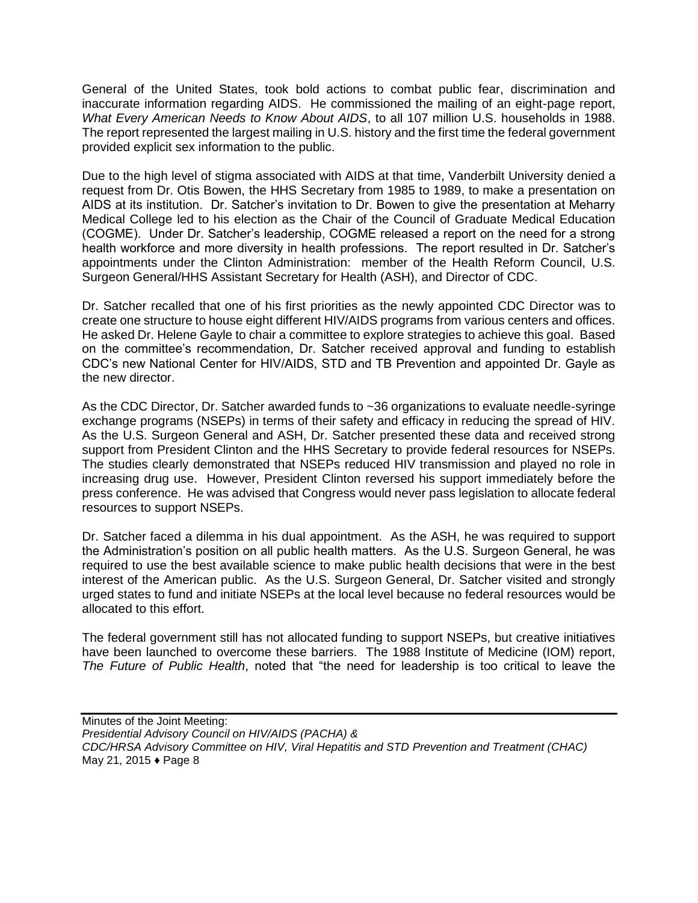General of the United States, took bold actions to combat public fear, discrimination and inaccurate information regarding AIDS. He commissioned the mailing of an eight-page report, *What Every American Needs to Know About AIDS*, to all 107 million U.S. households in 1988. The report represented the largest mailing in U.S. history and the first time the federal government provided explicit sex information to the public.

Due to the high level of stigma associated with AIDS at that time, Vanderbilt University denied a request from Dr. Otis Bowen, the HHS Secretary from 1985 to 1989, to make a presentation on AIDS at its institution. Dr. Satcher's invitation to Dr. Bowen to give the presentation at Meharry Medical College led to his election as the Chair of the Council of Graduate Medical Education (COGME). Under Dr. Satcher's leadership, COGME released a report on the need for a strong health workforce and more diversity in health professions. The report resulted in Dr. Satcher's appointments under the Clinton Administration: member of the Health Reform Council, U.S. Surgeon General/HHS Assistant Secretary for Health (ASH), and Director of CDC.

Dr. Satcher recalled that one of his first priorities as the newly appointed CDC Director was to create one structure to house eight different HIV/AIDS programs from various centers and offices. He asked Dr. Helene Gayle to chair a committee to explore strategies to achieve this goal. Based on the committee's recommendation, Dr. Satcher received approval and funding to establish CDC's new National Center for HIV/AIDS, STD and TB Prevention and appointed Dr. Gayle as the new director.

As the CDC Director, Dr. Satcher awarded funds to ~36 organizations to evaluate needle-syringe exchange programs (NSEPs) in terms of their safety and efficacy in reducing the spread of HIV. As the U.S. Surgeon General and ASH, Dr. Satcher presented these data and received strong support from President Clinton and the HHS Secretary to provide federal resources for NSEPs. The studies clearly demonstrated that NSEPs reduced HIV transmission and played no role in increasing drug use. However, President Clinton reversed his support immediately before the press conference. He was advised that Congress would never pass legislation to allocate federal resources to support NSEPs.

Dr. Satcher faced a dilemma in his dual appointment. As the ASH, he was required to support the Administration's position on all public health matters. As the U.S. Surgeon General, he was required to use the best available science to make public health decisions that were in the best interest of the American public. As the U.S. Surgeon General, Dr. Satcher visited and strongly urged states to fund and initiate NSEPs at the local level because no federal resources would be allocated to this effort.

The federal government still has not allocated funding to support NSEPs, but creative initiatives have been launched to overcome these barriers. The 1988 Institute of Medicine (IOM) report, *The Future of Public Health*, noted that "the need for leadership is too critical to leave the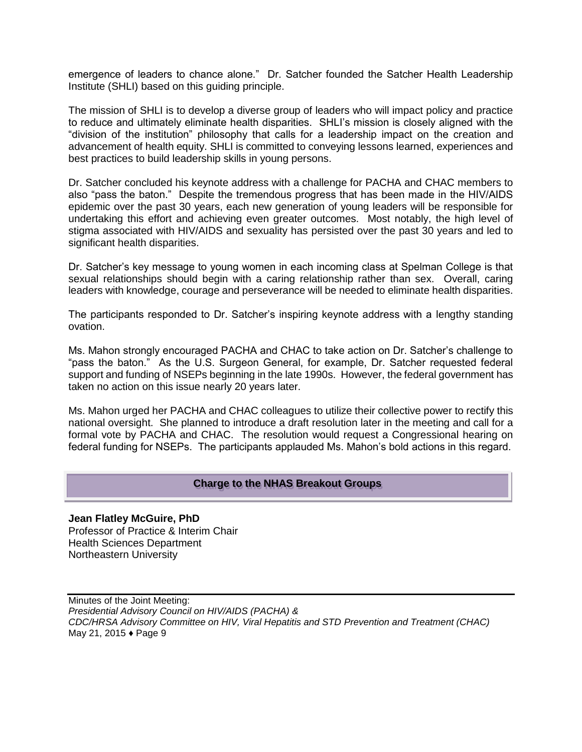emergence of leaders to chance alone." Dr. Satcher founded the Satcher Health Leadership Institute (SHLI) based on this guiding principle.

The mission of SHLI is to develop a diverse group of leaders who will impact policy and practice to reduce and ultimately eliminate health disparities. SHLI's mission is closely aligned with the "division of the institution" philosophy that calls for a leadership impact on the creation and advancement of health equity. SHLI is committed to conveying lessons learned, experiences and best practices to build leadership skills in young persons.

Dr. Satcher concluded his keynote address with a challenge for PACHA and CHAC members to also "pass the baton." Despite the tremendous progress that has been made in the HIV/AIDS epidemic over the past 30 years, each new generation of young leaders will be responsible for undertaking this effort and achieving even greater outcomes. Most notably, the high level of stigma associated with HIV/AIDS and sexuality has persisted over the past 30 years and led to significant health disparities.

Dr. Satcher's key message to young women in each incoming class at Spelman College is that sexual relationships should begin with a caring relationship rather than sex. Overall, caring leaders with knowledge, courage and perseverance will be needed to eliminate health disparities.

The participants responded to Dr. Satcher's inspiring keynote address with a lengthy standing ovation.

Ms. Mahon strongly encouraged PACHA and CHAC to take action on Dr. Satcher's challenge to "pass the baton." As the U.S. Surgeon General, for example, Dr. Satcher requested federal support and funding of NSEPs beginning in the late 1990s. However, the federal government has taken no action on this issue nearly 20 years later.

Ms. Mahon urged her PACHA and CHAC colleagues to utilize their collective power to rectify this national oversight. She planned to introduce a draft resolution later in the meeting and call for a formal vote by PACHA and CHAC. The resolution would request a Congressional hearing on federal funding for NSEPs. The participants applauded Ms. Mahon's bold actions in this regard.

## Charge to the NHAS Breakout Groups

**Jean Flatley McGuire, PhD**
Professor of Practice & Interim Chair
Health Sciences Department
Northeastern University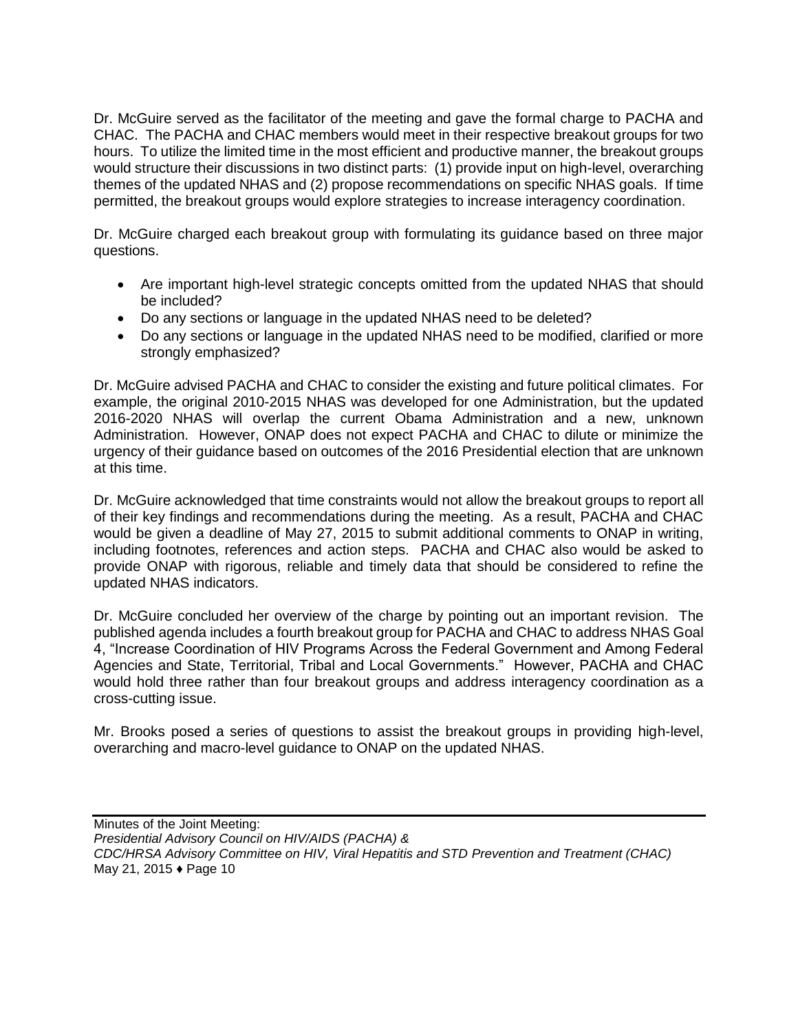Dr. McGuire served as the facilitator of the meeting and gave the formal charge to PACHA and CHAC. The PACHA and CHAC members would meet in their respective breakout groups for two hours. To utilize the limited time in the most efficient and productive manner, the breakout groups would structure their discussions in two distinct parts: (1) provide input on high-level, overarching themes of the updated NHAS and (2) propose recommendations on specific NHAS goals. If time permitted, the breakout groups would explore strategies to increase interagency coordination.

Dr. McGuire charged each breakout group with formulating its guidance based on three major questions.

- Are important high-level strategic concepts omitted from the updated NHAS that should be included?
- Do any sections or language in the updated NHAS need to be deleted?
- Do any sections or language in the updated NHAS need to be modified, clarified or more strongly emphasized?

Dr. McGuire advised PACHA and CHAC to consider the existing and future political climates. For example, the original 2010-2015 NHAS was developed for one Administration, but the updated 2016-2020 NHAS will overlap the current Obama Administration and a new, unknown Administration. However, ONAP does not expect PACHA and CHAC to dilute or minimize the urgency of their guidance based on outcomes of the 2016 Presidential election that are unknown at this time.

Dr. McGuire acknowledged that time constraints would not allow the breakout groups to report all of their key findings and recommendations during the meeting. As a result, PACHA and CHAC would be given a deadline of May 27, 2015 to submit additional comments to ONAP in writing, including footnotes, references and action steps. PACHA and CHAC also would be asked to provide ONAP with rigorous, reliable and timely data that should be considered to refine the updated NHAS indicators.

Dr. McGuire concluded her overview of the charge by pointing out an important revision. The published agenda includes a fourth breakout group for PACHA and CHAC to address NHAS Goal 4, "Increase Coordination of HIV Programs Across the Federal Government and Among Federal Agencies and State, Territorial, Tribal and Local Governments." However, PACHA and CHAC would hold three rather than four breakout groups and address interagency coordination as a cross-cutting issue.

Mr. Brooks posed a series of questions to assist the breakout groups in providing high-level, overarching and macro-level guidance to ONAP on the updated NHAS.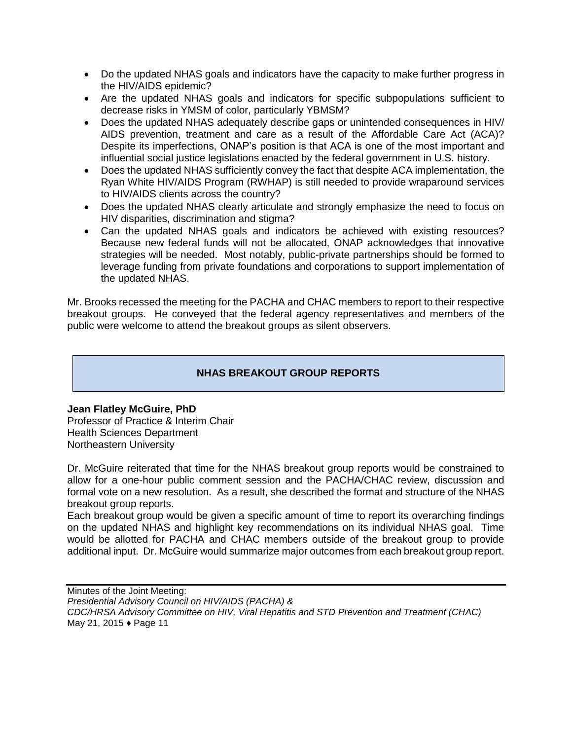- Do the updated NHAS goals and indicators have the capacity to make further progress in the HIV/AIDS epidemic?
- Are the updated NHAS goals and indicators for specific subpopulations sufficient to decrease risks in YMSM of color, particularly YBMSM?
- Does the updated NHAS adequately describe gaps or unintended consequences in HIV/AIDS prevention, treatment and care as a result of the Affordable Care Act (ACA)? Despite its imperfections, ONAP's position is that ACA is one of the most important and influential social justice legislations enacted by the federal government in U.S. history.
- Does the updated NHAS sufficiently convey the fact that despite ACA implementation, the Ryan White HIV/AIDS Program (RWHAP) is still needed to provide wraparound services to HIV/AIDS clients across the country?
- Does the updated NHAS clearly articulate and strongly emphasize the need to focus on HIV disparities, discrimination and stigma?
- Can the updated NHAS goals and indicators be achieved with existing resources? Because new federal funds will not be allocated, ONAP acknowledges that innovative strategies will be needed. Most notably, public-private partnerships should be formed to leverage funding from private foundations and corporations to support implementation of the updated NHAS.

Mr. Brooks recessed the meeting for the PACHA and CHAC members to report to their respective breakout groups. He conveyed that the federal agency representatives and members of the public were welcome to attend the breakout groups as silent observers.

## NHAS BREAKOUT GROUP REPORTS

**Jean Flatley McGuire, PhD**
Professor of Practice & Interim Chair
Health Sciences Department
Northeastern University

Dr. McGuire reiterated that time for the NHAS breakout group reports would be constrained to allow for a one-hour public comment session and the PACHA/CHAC review, discussion and formal vote on a new resolution. As a result, she described the format and structure of the NHAS breakout group reports.

Each breakout group would be given a specific amount of time to report its overarching findings on the updated NHAS and highlight key recommendations on its individual NHAS goal. Time would be allotted for PACHA and CHAC members outside of the breakout group to provide additional input. Dr. McGuire would summarize major outcomes from each breakout group report.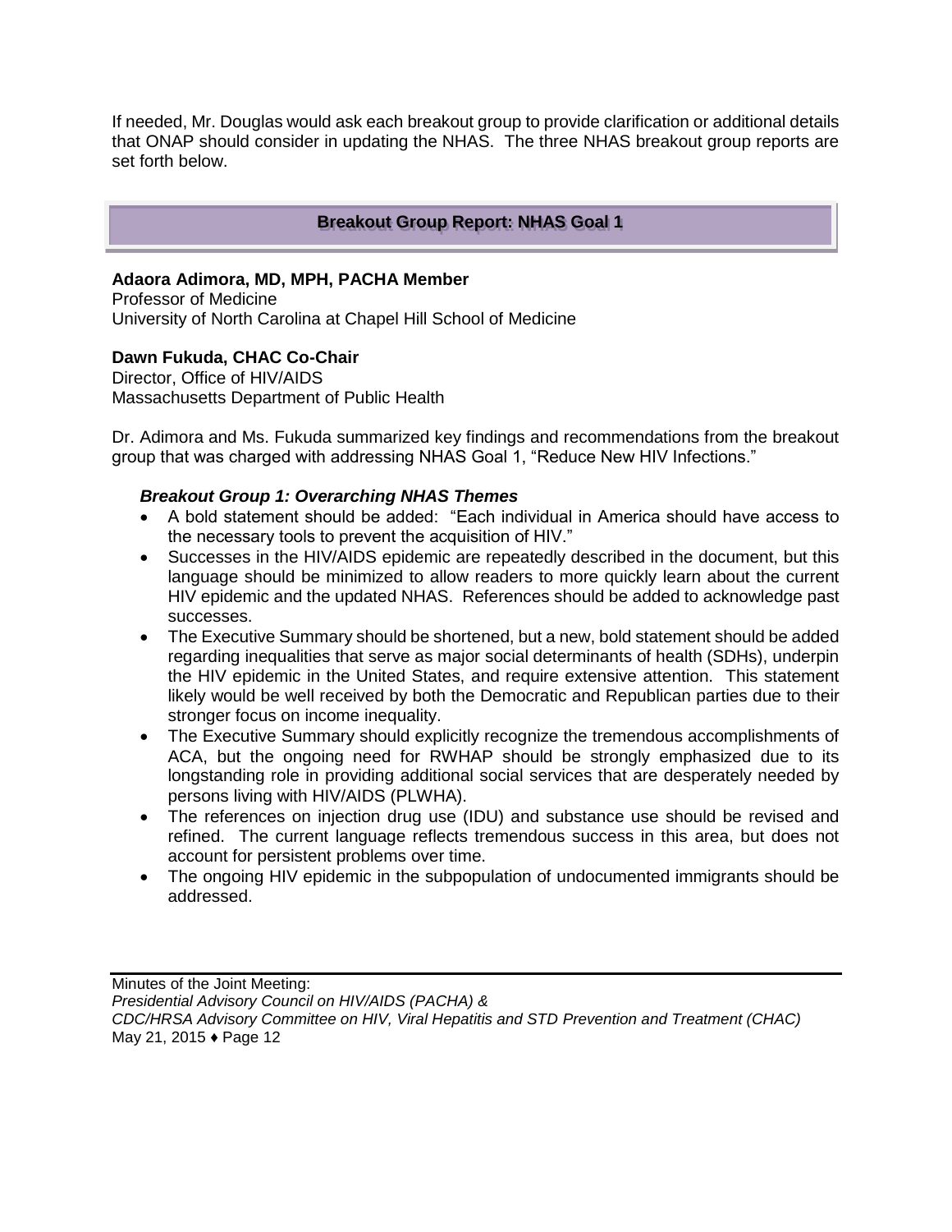If needed, Mr. Douglas would ask each breakout group to provide clarification or additional details that ONAP should consider in updating the NHAS. The three NHAS breakout group reports are set forth below.

## Breakout Group Report: NHAS Goal 1

**Adaora Adimora, MD, MPH, PACHA Member**
Professor of Medicine
University of North Carolina at Chapel Hill School of Medicine

**Dawn Fukuda, CHAC Co-Chair**
Director, Office of HIV/AIDS
Massachusetts Department of Public Health

Dr. Adimora and Ms. Fukuda summarized key findings and recommendations from the breakout group that was charged with addressing NHAS Goal 1, "Reduce New HIV Infections."

### *Breakout Group 1: Overarching NHAS Themes*

- A bold statement should be added: "Each individual in America should have access to the necessary tools to prevent the acquisition of HIV."
- Successes in the HIV/AIDS epidemic are repeatedly described in the document, but this language should be minimized to allow readers to more quickly learn about the current HIV epidemic and the updated NHAS. References should be added to acknowledge past successes.
- The Executive Summary should be shortened, but a new, bold statement should be added regarding inequalities that serve as major social determinants of health (SDHs), underpin the HIV epidemic in the United States, and require extensive attention. This statement likely would be well received by both the Democratic and Republican parties due to their stronger focus on income inequality.
- The Executive Summary should explicitly recognize the tremendous accomplishments of ACA, but the ongoing need for RWHAP should be strongly emphasized due to its longstanding role in providing additional social services that are desperately needed by persons living with HIV/AIDS (PLWHA).
- The references on injection drug use (IDU) and substance use should be revised and refined. The current language reflects tremendous success in this area, but does not account for persistent problems over time.
- The ongoing HIV epidemic in the subpopulation of undocumented immigrants should be addressed.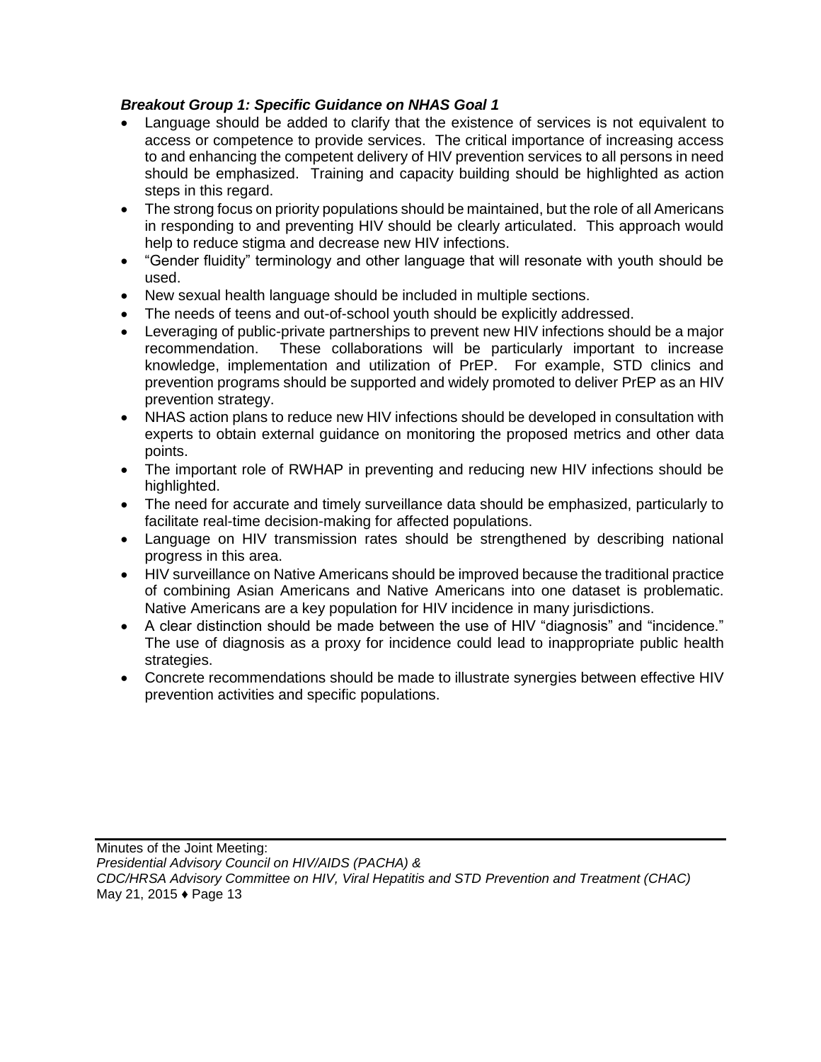### *Breakout Group 1: Specific Guidance on NHAS Goal 1*

- Language should be added to clarify that the existence of services is not equivalent to access or competence to provide services. The critical importance of increasing access to and enhancing the competent delivery of HIV prevention services to all persons in need should be emphasized. Training and capacity building should be highlighted as action steps in this regard.
- The strong focus on priority populations should be maintained, but the role of all Americans in responding to and preventing HIV should be clearly articulated. This approach would help to reduce stigma and decrease new HIV infections.
- "Gender fluidity" terminology and other language that will resonate with youth should be used.
- New sexual health language should be included in multiple sections.
- The needs of teens and out-of-school youth should be explicitly addressed.
- Leveraging of public-private partnerships to prevent new HIV infections should be a major recommendation. These collaborations will be particularly important to increase knowledge, implementation and utilization of PrEP. For example, STD clinics and prevention programs should be supported and widely promoted to deliver PrEP as an HIV prevention strategy.
- NHAS action plans to reduce new HIV infections should be developed in consultation with experts to obtain external guidance on monitoring the proposed metrics and other data points.
- The important role of RWHAP in preventing and reducing new HIV infections should be highlighted.
- The need for accurate and timely surveillance data should be emphasized, particularly to facilitate real-time decision-making for affected populations.
- Language on HIV transmission rates should be strengthened by describing national progress in this area.
- HIV surveillance on Native Americans should be improved because the traditional practice of combining Asian Americans and Native Americans into one dataset is problematic. Native Americans are a key population for HIV incidence in many jurisdictions.
- A clear distinction should be made between the use of HIV "diagnosis" and "incidence." The use of diagnosis as a proxy for incidence could lead to inappropriate public health strategies.
- Concrete recommendations should be made to illustrate synergies between effective HIV prevention activities and specific populations.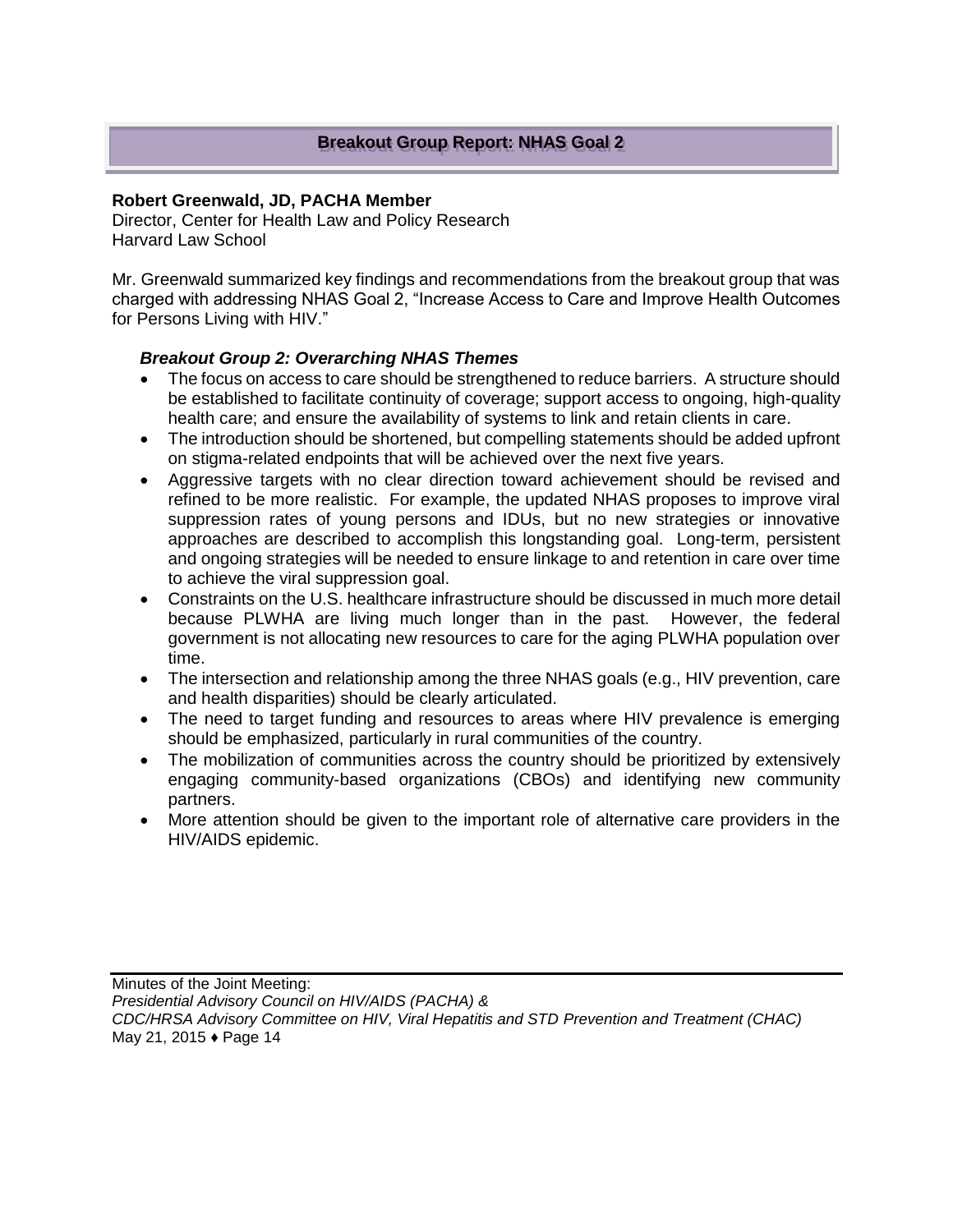## Breakout Group Report: NHAS Goal 2

**Robert Greenwald, JD, PACHA Member**
Director, Center for Health Law and Policy Research
Harvard Law School

Mr. Greenwald summarized key findings and recommendations from the breakout group that was charged with addressing NHAS Goal 2, "Increase Access to Care and Improve Health Outcomes for Persons Living with HIV."

### *Breakout Group 2: Overarching NHAS Themes*

- The focus on access to care should be strengthened to reduce barriers. A structure should be established to facilitate continuity of coverage; support access to ongoing, high-quality health care; and ensure the availability of systems to link and retain clients in care.
- The introduction should be shortened, but compelling statements should be added upfront on stigma-related endpoints that will be achieved over the next five years.
- Aggressive targets with no clear direction toward achievement should be revised and refined to be more realistic. For example, the updated NHAS proposes to improve viral suppression rates of young persons and IDUs, but no new strategies or innovative approaches are described to accomplish this longstanding goal. Long-term, persistent and ongoing strategies will be needed to ensure linkage to and retention in care over time to achieve the viral suppression goal.
- Constraints on the U.S. healthcare infrastructure should be discussed in much more detail because PLWHA are living much longer than in the past. However, the federal government is not allocating new resources to care for the aging PLWHA population over time.
- The intersection and relationship among the three NHAS goals (e.g., HIV prevention, care and health disparities) should be clearly articulated.
- The need to target funding and resources to areas where HIV prevalence is emerging should be emphasized, particularly in rural communities of the country.
- The mobilization of communities across the country should be prioritized by extensively engaging community-based organizations (CBOs) and identifying new community partners.
- More attention should be given to the important role of alternative care providers in the HIV/AIDS epidemic.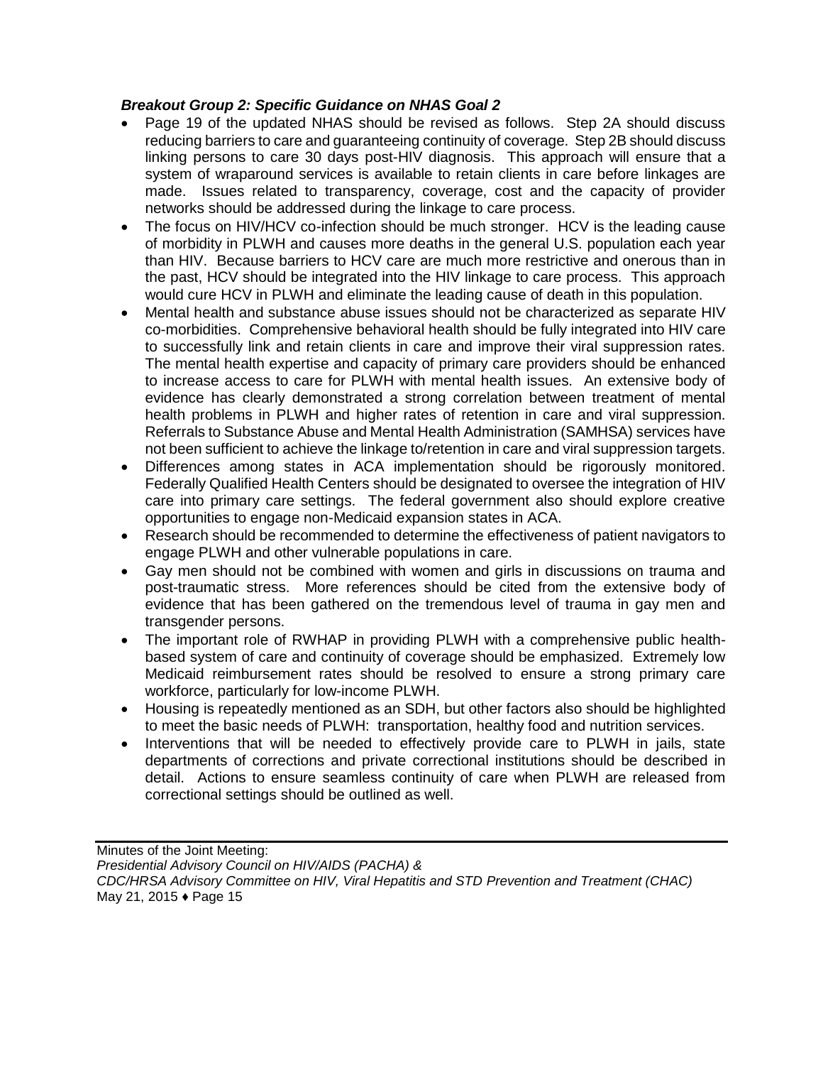***Breakout Group 2: Specific Guidance on NHAS Goal 2***

- Page 19 of the updated NHAS should be revised as follows. Step 2A should discuss reducing barriers to care and guaranteeing continuity of coverage. Step 2B should discuss linking persons to care 30 days post-HIV diagnosis. This approach will ensure that a system of wraparound services is available to retain clients in care before linkages are made. Issues related to transparency, coverage, cost and the capacity of provider networks should be addressed during the linkage to care process.
- The focus on HIV/HCV co-infection should be much stronger. HCV is the leading cause of morbidity in PLWH and causes more deaths in the general U.S. population each year than HIV. Because barriers to HCV care are much more restrictive and onerous than in the past, HCV should be integrated into the HIV linkage to care process. This approach would cure HCV in PLWH and eliminate the leading cause of death in this population.
- Mental health and substance abuse issues should not be characterized as separate HIV co-morbidities. Comprehensive behavioral health should be fully integrated into HIV care to successfully link and retain clients in care and improve their viral suppression rates. The mental health expertise and capacity of primary care providers should be enhanced to increase access to care for PLWH with mental health issues. An extensive body of evidence has clearly demonstrated a strong correlation between treatment of mental health problems in PLWH and higher rates of retention in care and viral suppression. Referrals to Substance Abuse and Mental Health Administration (SAMHSA) services have not been sufficient to achieve the linkage to/retention in care and viral suppression targets.
- Differences among states in ACA implementation should be rigorously monitored. Federally Qualified Health Centers should be designated to oversee the integration of HIV care into primary care settings. The federal government also should explore creative opportunities to engage non-Medicaid expansion states in ACA.
- Research should be recommended to determine the effectiveness of patient navigators to engage PLWH and other vulnerable populations in care.
- Gay men should not be combined with women and girls in discussions on trauma and post-traumatic stress. More references should be cited from the extensive body of evidence that has been gathered on the tremendous level of trauma in gay men and transgender persons.
- The important role of RWHAP in providing PLWH with a comprehensive public health-based system of care and continuity of coverage should be emphasized. Extremely low Medicaid reimbursement rates should be resolved to ensure a strong primary care workforce, particularly for low-income PLWH.
- Housing is repeatedly mentioned as an SDH, but other factors also should be highlighted to meet the basic needs of PLWH: transportation, healthy food and nutrition services.
- Interventions that will be needed to effectively provide care to PLWH in jails, state departments of corrections and private correctional institutions should be described in detail. Actions to ensure seamless continuity of care when PLWH are released from correctional settings should be outlined as well.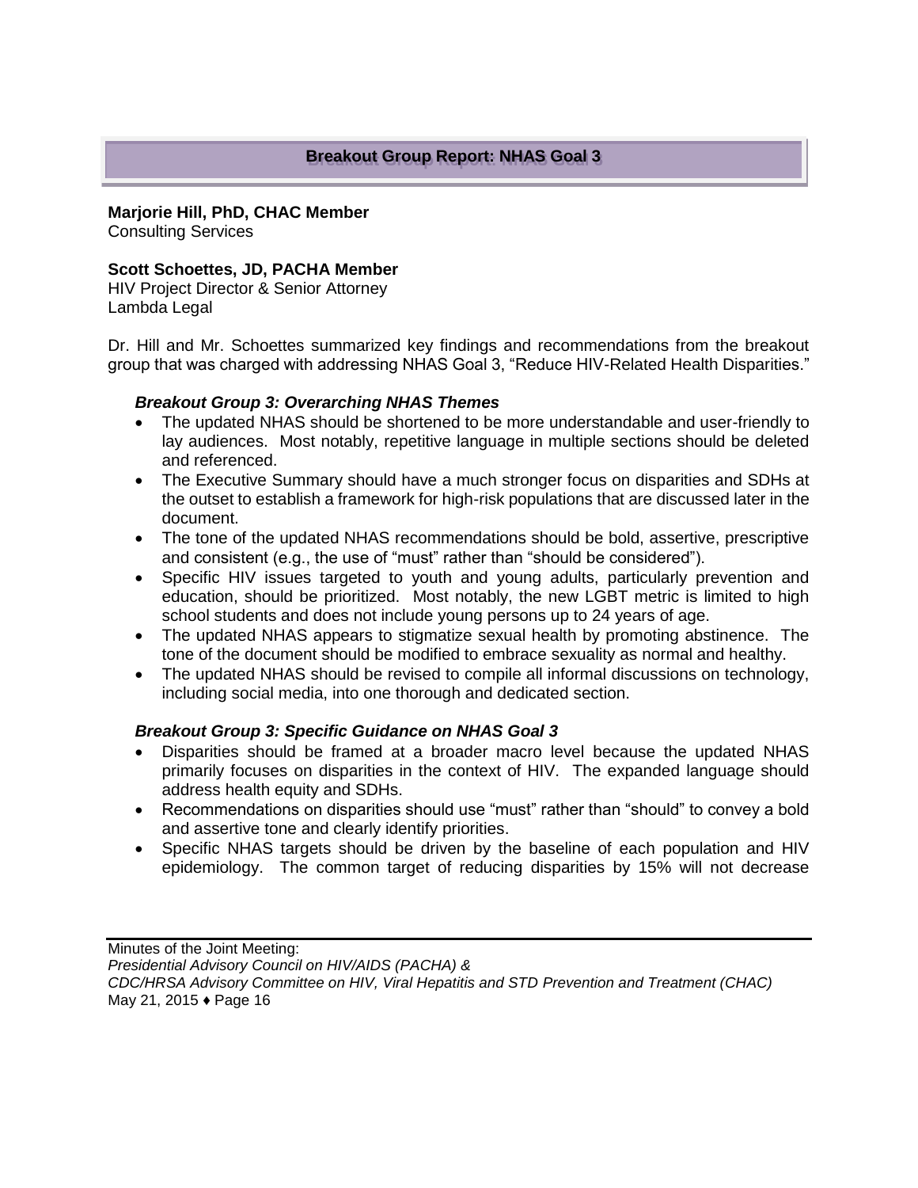## Breakout Group Report: NHAS Goal 3

**Marjorie Hill, PhD, CHAC Member**
Consulting Services

**Scott Schoettes, JD, PACHA Member**
HIV Project Director & Senior Attorney
Lambda Legal

Dr. Hill and Mr. Schoettes summarized key findings and recommendations from the breakout group that was charged with addressing NHAS Goal 3, "Reduce HIV-Related Health Disparities."

### *Breakout Group 3: Overarching NHAS Themes*

- The updated NHAS should be shortened to be more understandable and user-friendly to lay audiences. Most notably, repetitive language in multiple sections should be deleted and referenced.
- The Executive Summary should have a much stronger focus on disparities and SDHs at the outset to establish a framework for high-risk populations that are discussed later in the document.
- The tone of the updated NHAS recommendations should be bold, assertive, prescriptive and consistent (e.g., the use of "must" rather than "should be considered").
- Specific HIV issues targeted to youth and young adults, particularly prevention and education, should be prioritized. Most notably, the new LGBT metric is limited to high school students and does not include young persons up to 24 years of age.
- The updated NHAS appears to stigmatize sexual health by promoting abstinence. The tone of the document should be modified to embrace sexuality as normal and healthy.
- The updated NHAS should be revised to compile all informal discussions on technology, including social media, into one thorough and dedicated section.

### *Breakout Group 3: Specific Guidance on NHAS Goal 3*

- Disparities should be framed at a broader macro level because the updated NHAS primarily focuses on disparities in the context of HIV. The expanded language should address health equity and SDHs.
- Recommendations on disparities should use "must" rather than "should" to convey a bold and assertive tone and clearly identify priorities.
- Specific NHAS targets should be driven by the baseline of each population and HIV epidemiology. The common target of reducing disparities by 15% will not decrease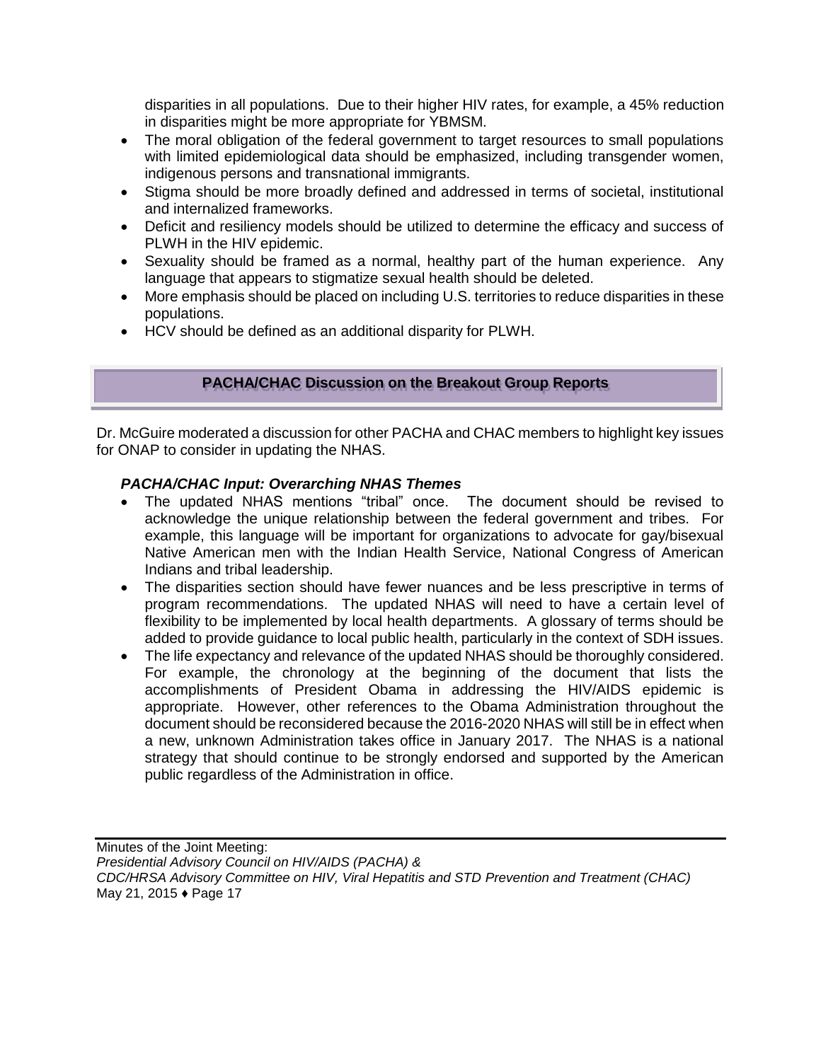disparities in all populations. Due to their higher HIV rates, for example, a 45% reduction in disparities might be more appropriate for YBMSM.

- The moral obligation of the federal government to target resources to small populations with limited epidemiological data should be emphasized, including transgender women, indigenous persons and transnational immigrants.
- Stigma should be more broadly defined and addressed in terms of societal, institutional and internalized frameworks.
- Deficit and resiliency models should be utilized to determine the efficacy and success of PLWH in the HIV epidemic.
- Sexuality should be framed as a normal, healthy part of the human experience. Any language that appears to stigmatize sexual health should be deleted.
- More emphasis should be placed on including U.S. territories to reduce disparities in these populations.
- HCV should be defined as an additional disparity for PLWH.

## PACHA/CHAC Discussion on the Breakout Group Reports

Dr. McGuire moderated a discussion for other PACHA and CHAC members to highlight key issues for ONAP to consider in updating the NHAS.

### *PACHA/CHAC Input: Overarching NHAS Themes*

- The updated NHAS mentions "tribal" once. The document should be revised to acknowledge the unique relationship between the federal government and tribes. For example, this language will be important for organizations to advocate for gay/bisexual Native American men with the Indian Health Service, National Congress of American Indians and tribal leadership.
- The disparities section should have fewer nuances and be less prescriptive in terms of program recommendations. The updated NHAS will need to have a certain level of flexibility to be implemented by local health departments. A glossary of terms should be added to provide guidance to local public health, particularly in the context of SDH issues.
- The life expectancy and relevance of the updated NHAS should be thoroughly considered. For example, the chronology at the beginning of the document that lists the accomplishments of President Obama in addressing the HIV/AIDS epidemic is appropriate. However, other references to the Obama Administration throughout the document should be reconsidered because the 2016-2020 NHAS will still be in effect when a new, unknown Administration takes office in January 2017. The NHAS is a national strategy that should continue to be strongly endorsed and supported by the American public regardless of the Administration in office.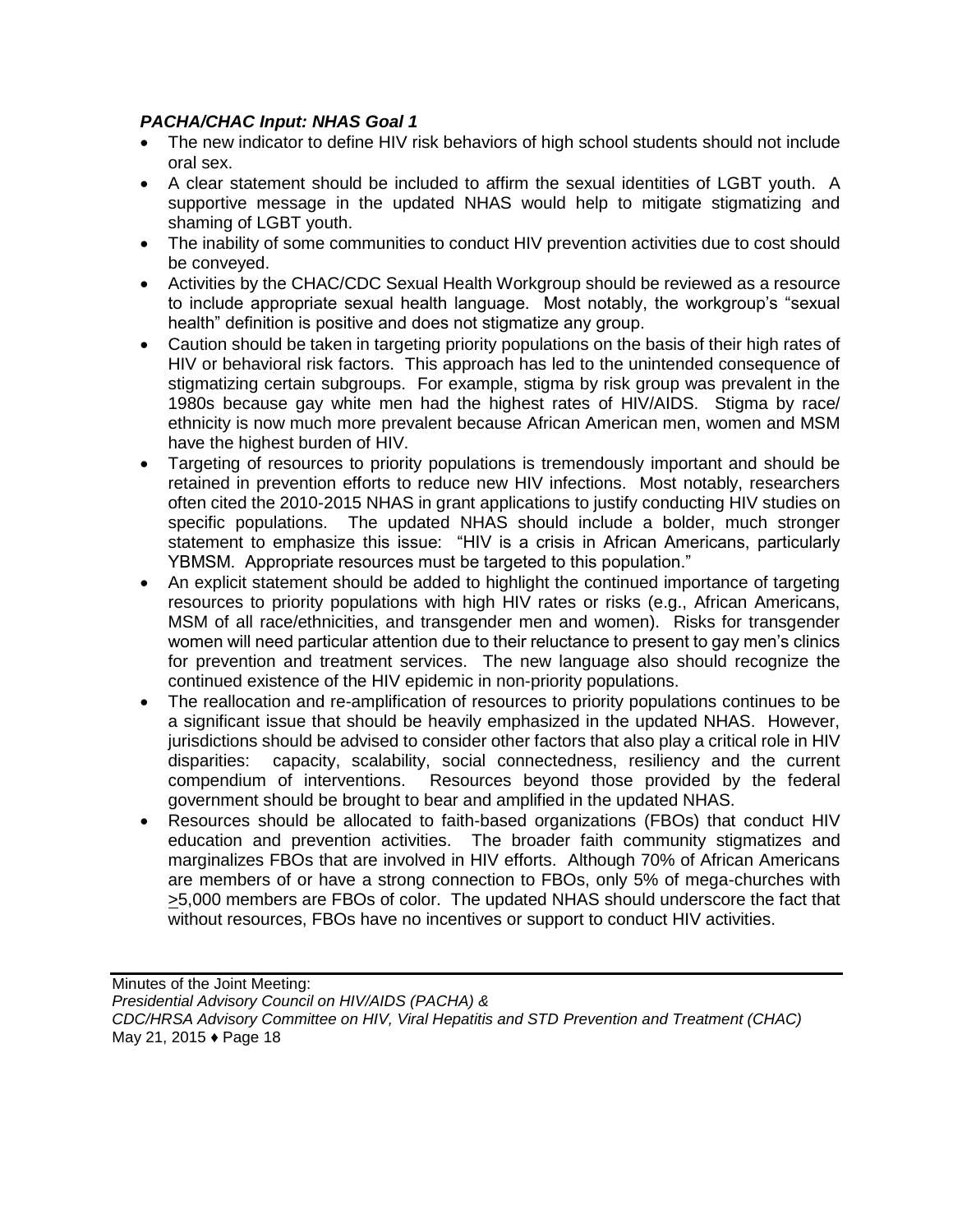***PACHA/CHAC Input: NHAS Goal 1***

- The new indicator to define HIV risk behaviors of high school students should not include oral sex.
- A clear statement should be included to affirm the sexual identities of LGBT youth. A supportive message in the updated NHAS would help to mitigate stigmatizing and shaming of LGBT youth.
- The inability of some communities to conduct HIV prevention activities due to cost should be conveyed.
- Activities by the CHAC/CDC Sexual Health Workgroup should be reviewed as a resource to include appropriate sexual health language. Most notably, the workgroup's "sexual health" definition is positive and does not stigmatize any group.
- Caution should be taken in targeting priority populations on the basis of their high rates of HIV or behavioral risk factors. This approach has led to the unintended consequence of stigmatizing certain subgroups. For example, stigma by risk group was prevalent in the 1980s because gay white men had the highest rates of HIV/AIDS. Stigma by race/ ethnicity is now much more prevalent because African American men, women and MSM have the highest burden of HIV.
- Targeting of resources to priority populations is tremendously important and should be retained in prevention efforts to reduce new HIV infections. Most notably, researchers often cited the 2010-2015 NHAS in grant applications to justify conducting HIV studies on specific populations. The updated NHAS should include a bolder, much stronger statement to emphasize this issue: "HIV is a crisis in African Americans, particularly YBMSM. Appropriate resources must be targeted to this population."
- An explicit statement should be added to highlight the continued importance of targeting resources to priority populations with high HIV rates or risks (e.g., African Americans, MSM of all race/ethnicities, and transgender men and women). Risks for transgender women will need particular attention due to their reluctance to present to gay men's clinics for prevention and treatment services. The new language also should recognize the continued existence of the HIV epidemic in non-priority populations.
- The reallocation and re-amplification of resources to priority populations continues to be a significant issue that should be heavily emphasized in the updated NHAS. However, jurisdictions should be advised to consider other factors that also play a critical role in HIV disparities: capacity, scalability, social connectedness, resiliency and the current compendium of interventions. Resources beyond those provided by the federal government should be brought to bear and amplified in the updated NHAS.
- Resources should be allocated to faith-based organizations (FBOs) that conduct HIV education and prevention activities. The broader faith community stigmatizes and marginalizes FBOs that are involved in HIV efforts. Although 70% of African Americans are members of or have a strong connection to FBOs, only 5% of mega-churches with ≥5,000 members are FBOs of color. The updated NHAS should underscore the fact that without resources, FBOs have no incentives or support to conduct HIV activities.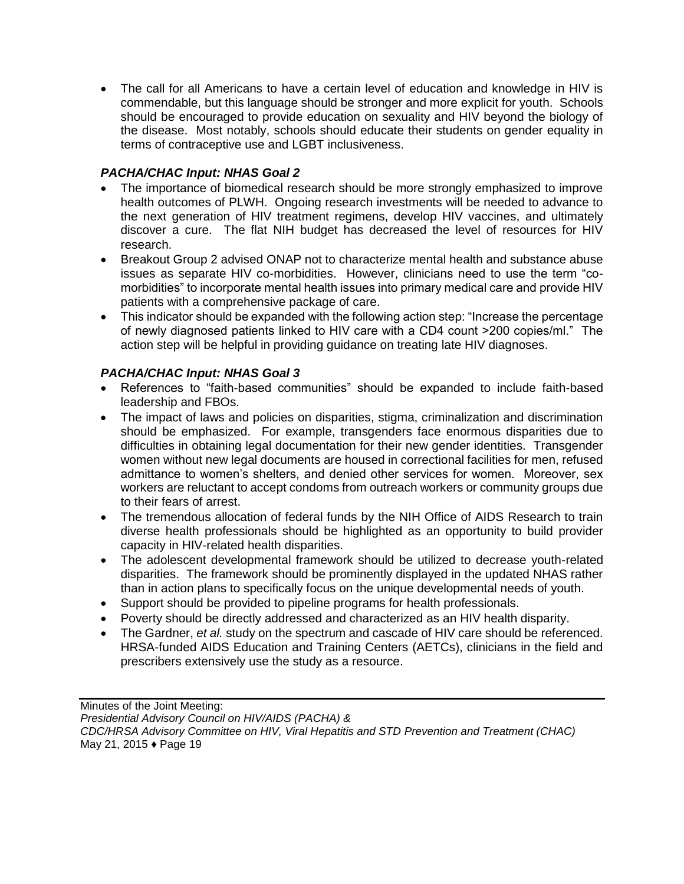- The call for all Americans to have a certain level of education and knowledge in HIV is commendable, but this language should be stronger and more explicit for youth. Schools should be encouraged to provide education on sexuality and HIV beyond the biology of the disease. Most notably, schools should educate their students on gender equality in terms of contraceptive use and LGBT inclusiveness.

***PACHA/CHAC Input: NHAS Goal 2***

- The importance of biomedical research should be more strongly emphasized to improve health outcomes of PLWH. Ongoing research investments will be needed to advance to the next generation of HIV treatment regimens, develop HIV vaccines, and ultimately discover a cure. The flat NIH budget has decreased the level of resources for HIV research.
- Breakout Group 2 advised ONAP not to characterize mental health and substance abuse issues as separate HIV co-morbidities. However, clinicians need to use the term "co-morbidities" to incorporate mental health issues into primary medical care and provide HIV patients with a comprehensive package of care.
- This indicator should be expanded with the following action step: "Increase the percentage of newly diagnosed patients linked to HIV care with a CD4 count >200 copies/ml." The action step will be helpful in providing guidance on treating late HIV diagnoses.

***PACHA/CHAC Input: NHAS Goal 3***

- References to "faith-based communities" should be expanded to include faith-based leadership and FBOs.
- The impact of laws and policies on disparities, stigma, criminalization and discrimination should be emphasized. For example, transgenders face enormous disparities due to difficulties in obtaining legal documentation for their new gender identities. Transgender women without new legal documents are housed in correctional facilities for men, refused admittance to women's shelters, and denied other services for women. Moreover, sex workers are reluctant to accept condoms from outreach workers or community groups due to their fears of arrest.
- The tremendous allocation of federal funds by the NIH Office of AIDS Research to train diverse health professionals should be highlighted as an opportunity to build provider capacity in HIV-related health disparities.
- The adolescent developmental framework should be utilized to decrease youth-related disparities. The framework should be prominently displayed in the updated NHAS rather than in action plans to specifically focus on the unique developmental needs of youth.
- Support should be provided to pipeline programs for health professionals.
- Poverty should be directly addressed and characterized as an HIV health disparity.
- The Gardner, *et al.* study on the spectrum and cascade of HIV care should be referenced. HRSA-funded AIDS Education and Training Centers (AETCs), clinicians in the field and prescribers extensively use the study as a resource.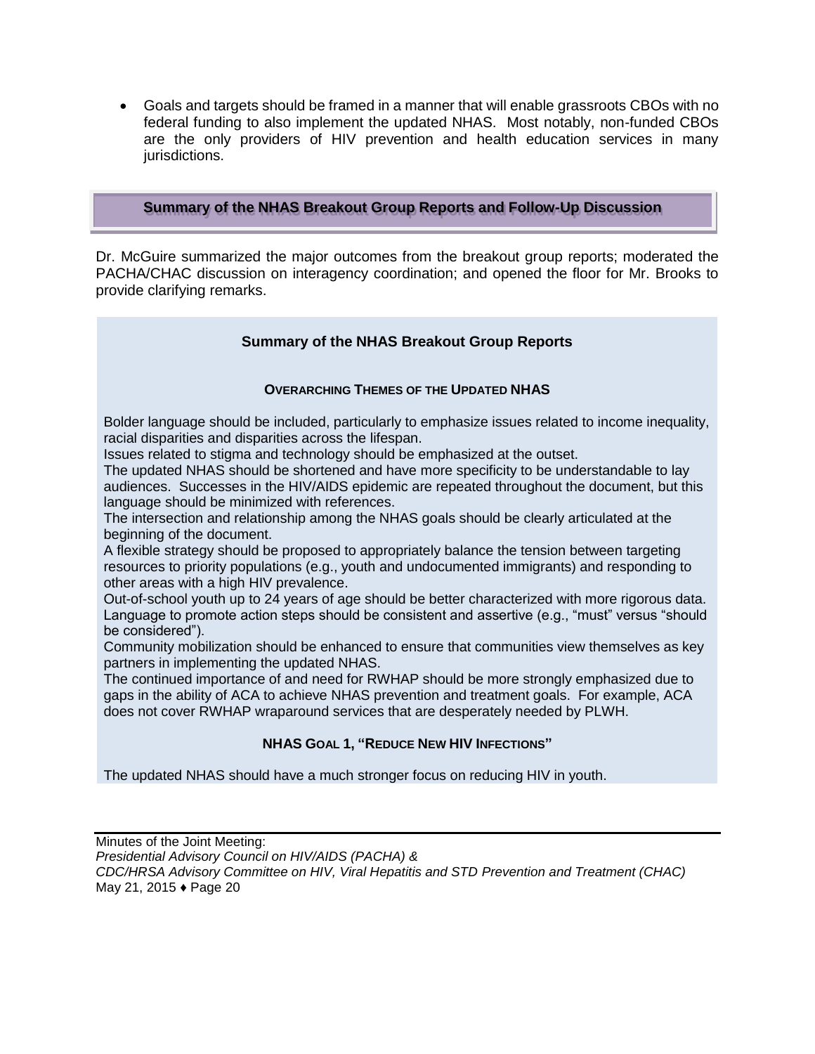- Goals and targets should be framed in a manner that will enable grassroots CBOs with no federal funding to also implement the updated NHAS. Most notably, non-funded CBOs are the only providers of HIV prevention and health education services in many jurisdictions.

## Summary of the NHAS Breakout Group Reports and Follow-Up Discussion

Dr. McGuire summarized the major outcomes from the breakout group reports; moderated the PACHA/CHAC discussion on interagency coordination; and opened the floor for Mr. Brooks to provide clarifying remarks.

### Summary of the NHAS Breakout Group Reports

#### OVERARCHING THEMES OF THE UPDATED NHAS

Bolder language should be included, particularly to emphasize issues related to income inequality, racial disparities and disparities across the lifespan.

Issues related to stigma and technology should be emphasized at the outset.

The updated NHAS should be shortened and have more specificity to be understandable to lay audiences. Successes in the HIV/AIDS epidemic are repeated throughout the document, but this language should be minimized with references.

The intersection and relationship among the NHAS goals should be clearly articulated at the beginning of the document.

A flexible strategy should be proposed to appropriately balance the tension between targeting resources to priority populations (e.g., youth and undocumented immigrants) and responding to other areas with a high HIV prevalence.

Out-of-school youth up to 24 years of age should be better characterized with more rigorous data.

Language to promote action steps should be consistent and assertive (e.g., "must" versus "should be considered").

Community mobilization should be enhanced to ensure that communities view themselves as key partners in implementing the updated NHAS.

The continued importance of and need for RWHAP should be more strongly emphasized due to gaps in the ability of ACA to achieve NHAS prevention and treatment goals. For example, ACA does not cover RWHAP wraparound services that are desperately needed by PLWH.

#### NHAS GOAL 1, "REDUCE NEW HIV INFECTIONS"

The updated NHAS should have a much stronger focus on reducing HIV in youth.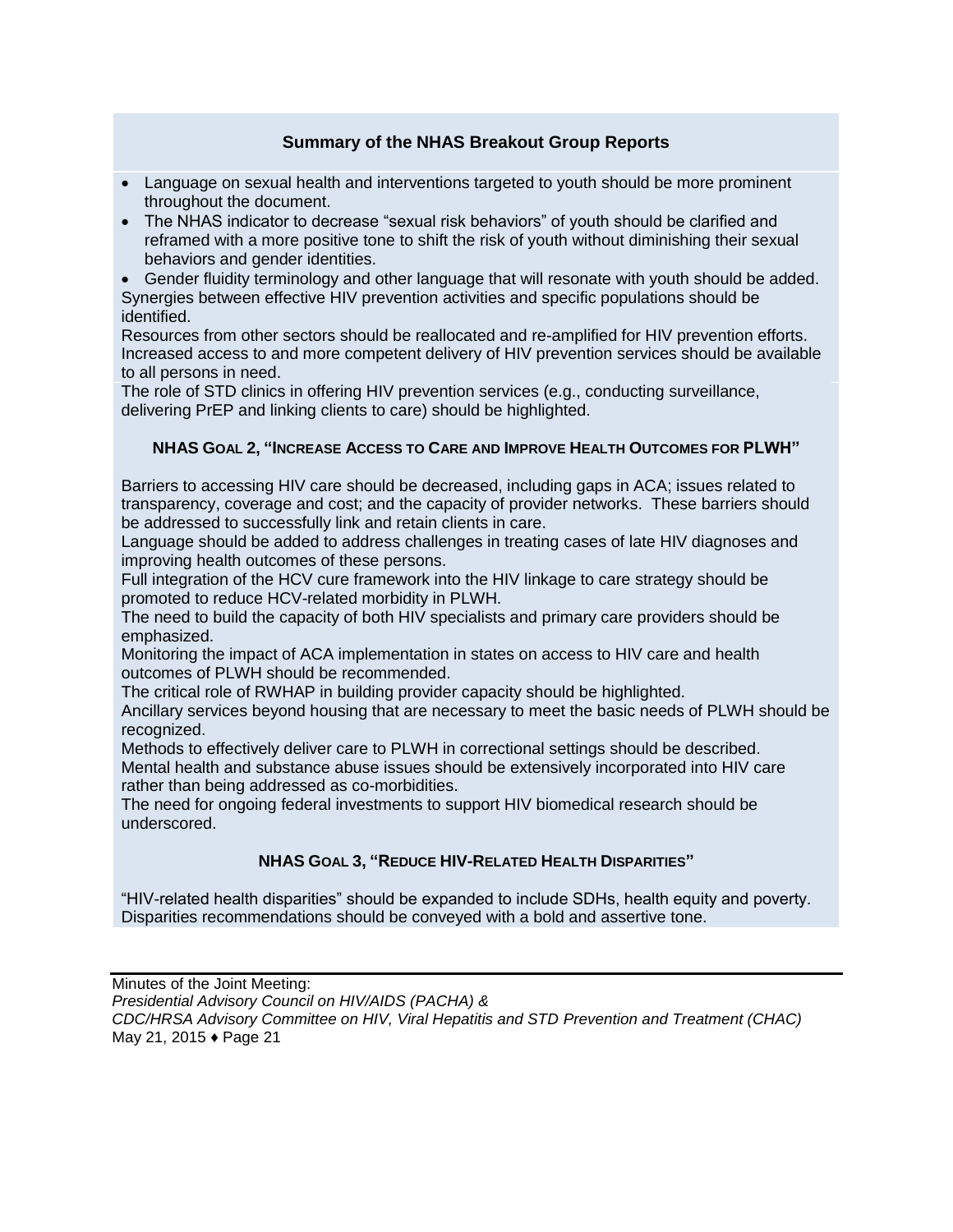### Summary of the NHAS Breakout Group Reports

- Language on sexual health and interventions targeted to youth should be more prominent throughout the document.
- The NHAS indicator to decrease "sexual risk behaviors" of youth should be clarified and reframed with a more positive tone to shift the risk of youth without diminishing their sexual behaviors and gender identities.
- Gender fluidity terminology and other language that will resonate with youth should be added.

Synergies between effective HIV prevention activities and specific populations should be identified.

Resources from other sectors should be reallocated and re-amplified for HIV prevention efforts.

Increased access to and more competent delivery of HIV prevention services should be available to all persons in need.

The role of STD clinics in offering HIV prevention services (e.g., conducting surveillance, delivering PrEP and linking clients to care) should be highlighted.

#### NHAS Goal 2, "Increase Access to Care and Improve Health Outcomes for PLWH"

Barriers to accessing HIV care should be decreased, including gaps in ACA; issues related to transparency, coverage and cost; and the capacity of provider networks. These barriers should be addressed to successfully link and retain clients in care.

Language should be added to address challenges in treating cases of late HIV diagnoses and improving health outcomes of these persons.

Full integration of the HCV cure framework into the HIV linkage to care strategy should be promoted to reduce HCV-related morbidity in PLWH.

The need to build the capacity of both HIV specialists and primary care providers should be emphasized.

Monitoring the impact of ACA implementation in states on access to HIV care and health outcomes of PLWH should be recommended.

The critical role of RWHAP in building provider capacity should be highlighted.

Ancillary services beyond housing that are necessary to meet the basic needs of PLWH should be recognized.

Methods to effectively deliver care to PLWH in correctional settings should be described.

Mental health and substance abuse issues should be extensively incorporated into HIV care rather than being addressed as co-morbidities.

The need for ongoing federal investments to support HIV biomedical research should be underscored.

#### NHAS Goal 3, "Reduce HIV-Related Health Disparities"

"HIV-related health disparities" should be expanded to include SDHs, health equity and poverty.

Disparities recommendations should be conveyed with a bold and assertive tone.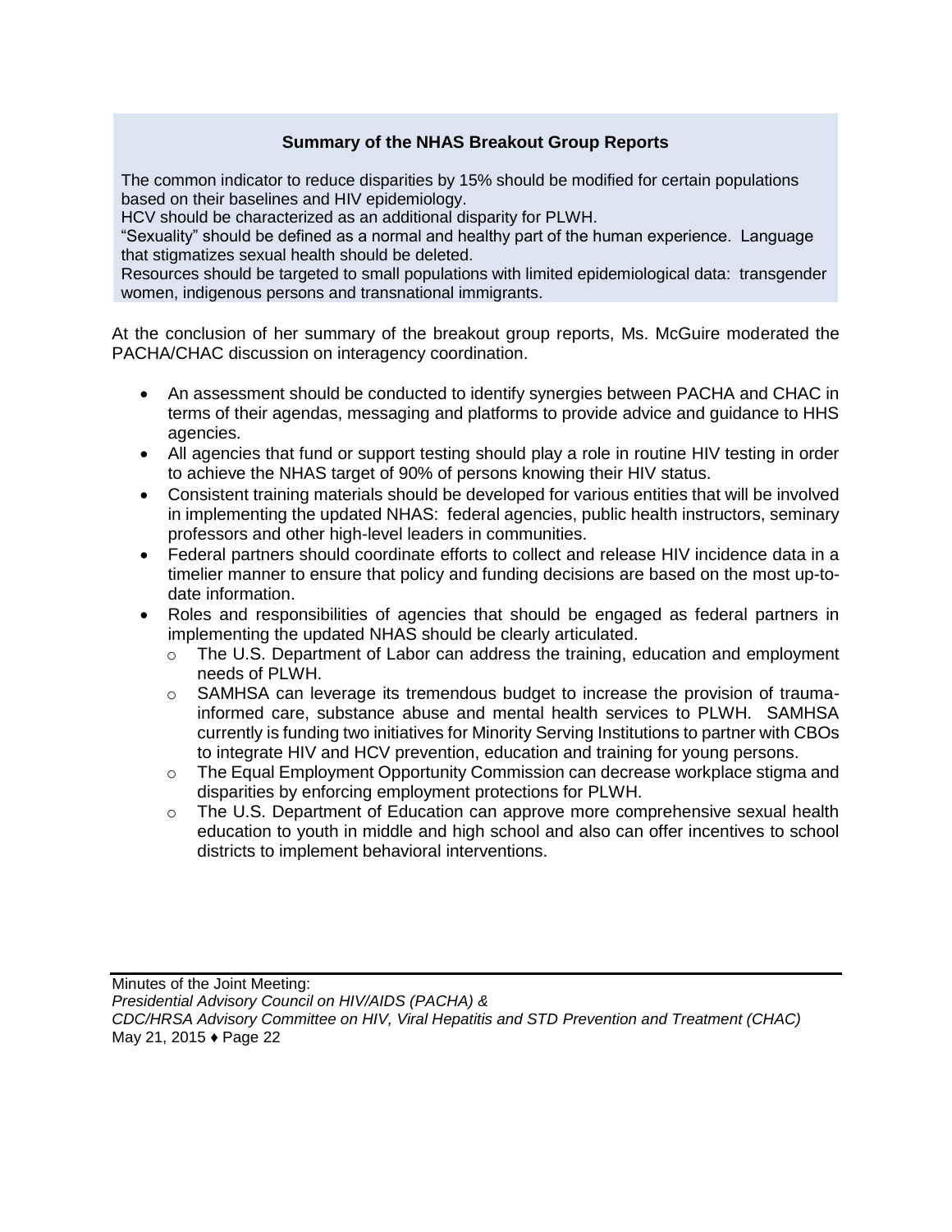**Summary of the NHAS Breakout Group Reports**

The common indicator to reduce disparities by 15% should be modified for certain populations based on their baselines and HIV epidemiology.

HCV should be characterized as an additional disparity for PLWH.

"Sexuality" should be defined as a normal and healthy part of the human experience. Language that stigmatizes sexual health should be deleted.

Resources should be targeted to small populations with limited epidemiological data: transgender women, indigenous persons and transnational immigrants.

At the conclusion of her summary of the breakout group reports, Ms. McGuire moderated the PACHA/CHAC discussion on interagency coordination.

- An assessment should be conducted to identify synergies between PACHA and CHAC in terms of their agendas, messaging and platforms to provide advice and guidance to HHS agencies.
- All agencies that fund or support testing should play a role in routine HIV testing in order to achieve the NHAS target of 90% of persons knowing their HIV status.
- Consistent training materials should be developed for various entities that will be involved in implementing the updated NHAS: federal agencies, public health instructors, seminary professors and other high-level leaders in communities.
- Federal partners should coordinate efforts to collect and release HIV incidence data in a timelier manner to ensure that policy and funding decisions are based on the most up-to-date information.
- Roles and responsibilities of agencies that should be engaged as federal partners in implementing the updated NHAS should be clearly articulated.
    - The U.S. Department of Labor can address the training, education and employment needs of PLWH.
    - SAMHSA can leverage its tremendous budget to increase the provision of trauma-informed care, substance abuse and mental health services to PLWH. SAMHSA currently is funding two initiatives for Minority Serving Institutions to partner with CBOs to integrate HIV and HCV prevention, education and training for young persons.
    - The Equal Employment Opportunity Commission can decrease workplace stigma and disparities by enforcing employment protections for PLWH.
    - The U.S. Department of Education can approve more comprehensive sexual health education to youth in middle and high school and also can offer incentives to school districts to implement behavioral interventions.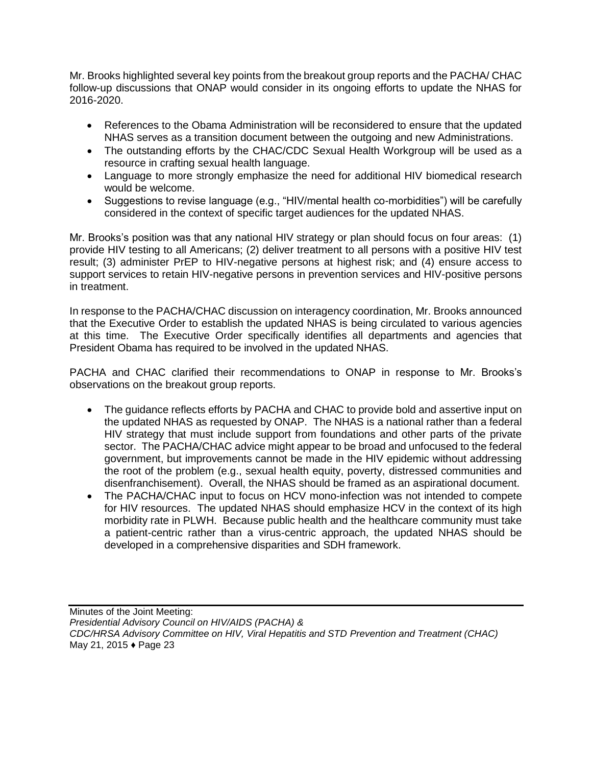Mr. Brooks highlighted several key points from the breakout group reports and the PACHA/ CHAC follow-up discussions that ONAP would consider in its ongoing efforts to update the NHAS for 2016-2020.

- References to the Obama Administration will be reconsidered to ensure that the updated NHAS serves as a transition document between the outgoing and new Administrations.
- The outstanding efforts by the CHAC/CDC Sexual Health Workgroup will be used as a resource in crafting sexual health language.
- Language to more strongly emphasize the need for additional HIV biomedical research would be welcome.
- Suggestions to revise language (e.g., "HIV/mental health co-morbidities") will be carefully considered in the context of specific target audiences for the updated NHAS.

Mr. Brooks's position was that any national HIV strategy or plan should focus on four areas: (1) provide HIV testing to all Americans; (2) deliver treatment to all persons with a positive HIV test result; (3) administer PrEP to HIV-negative persons at highest risk; and (4) ensure access to support services to retain HIV-negative persons in prevention services and HIV-positive persons in treatment.

In response to the PACHA/CHAC discussion on interagency coordination, Mr. Brooks announced that the Executive Order to establish the updated NHAS is being circulated to various agencies at this time. The Executive Order specifically identifies all departments and agencies that President Obama has required to be involved in the updated NHAS.

PACHA and CHAC clarified their recommendations to ONAP in response to Mr. Brooks's observations on the breakout group reports.

- The guidance reflects efforts by PACHA and CHAC to provide bold and assertive input on the updated NHAS as requested by ONAP. The NHAS is a national rather than a federal HIV strategy that must include support from foundations and other parts of the private sector. The PACHA/CHAC advice might appear to be broad and unfocused to the federal government, but improvements cannot be made in the HIV epidemic without addressing the root of the problem (e.g., sexual health equity, poverty, distressed communities and disenfranchisement). Overall, the NHAS should be framed as an aspirational document.
- The PACHA/CHAC input to focus on HCV mono-infection was not intended to compete for HIV resources. The updated NHAS should emphasize HCV in the context of its high morbidity rate in PLWH. Because public health and the healthcare community must take a patient-centric rather than a virus-centric approach, the updated NHAS should be developed in a comprehensive disparities and SDH framework.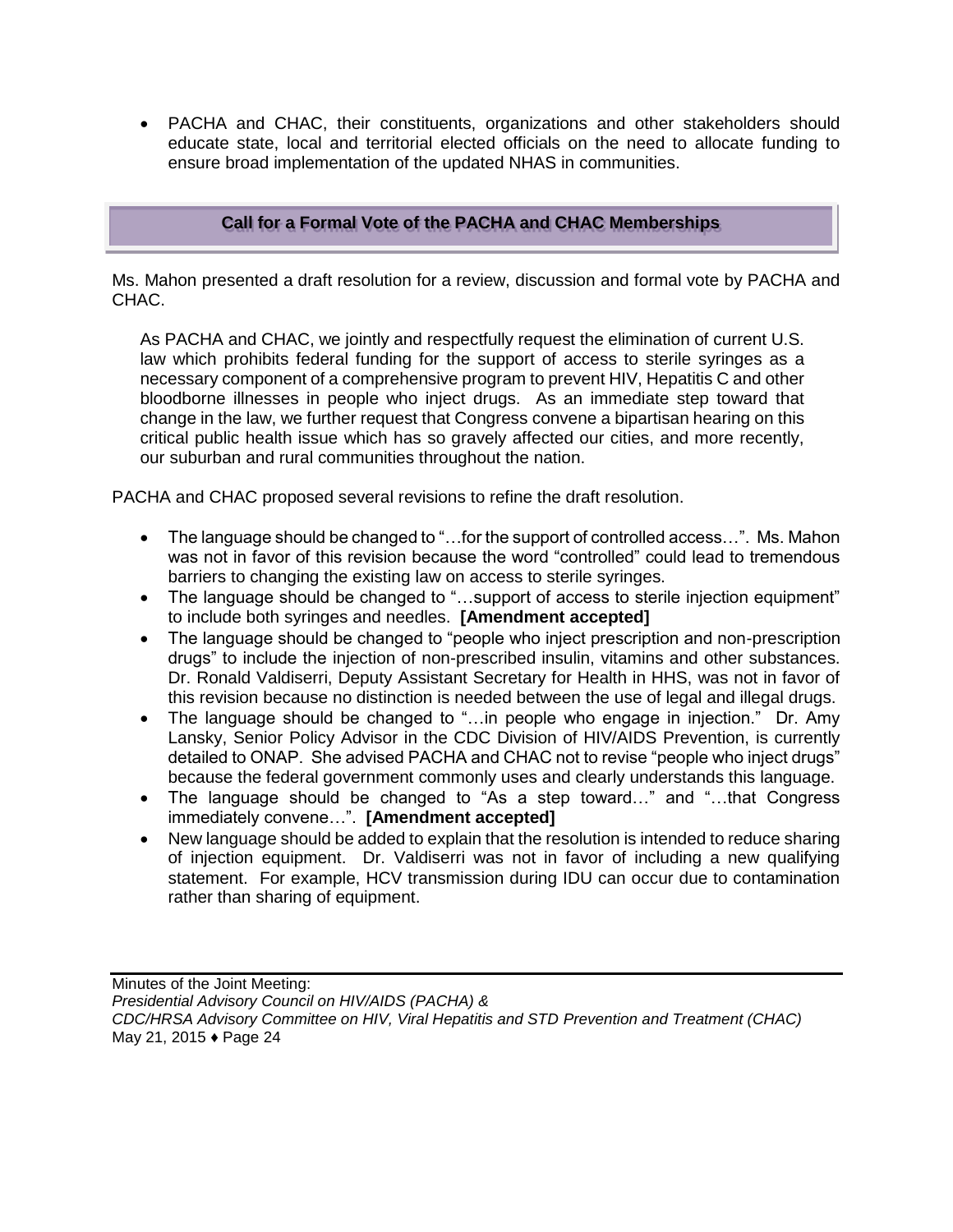- PACHA and CHAC, their constituents, organizations and other stakeholders should educate state, local and territorial elected officials on the need to allocate funding to ensure broad implementation of the updated NHAS in communities.

## Call for a Formal Vote of the PACHA and CHAC Memberships

Ms. Mahon presented a draft resolution for a review, discussion and formal vote by PACHA and CHAC.

> As PACHA and CHAC, we jointly and respectfully request the elimination of current U.S. law which prohibits federal funding for the support of access to sterile syringes as a necessary component of a comprehensive program to prevent HIV, Hepatitis C and other bloodborne illnesses in people who inject drugs. As an immediate step toward that change in the law, we further request that Congress convene a bipartisan hearing on this critical public health issue which has so gravely affected our cities, and more recently, our suburban and rural communities throughout the nation.

PACHA and CHAC proposed several revisions to refine the draft resolution.

- The language should be changed to "…for the support of controlled access…". Ms. Mahon was not in favor of this revision because the word "controlled" could lead to tremendous barriers to changing the existing law on access to sterile syringes.
- The language should be changed to "…support of access to sterile injection equipment" to include both syringes and needles. **[Amendment accepted]**
- The language should be changed to "people who inject prescription and non-prescription drugs" to include the injection of non-prescribed insulin, vitamins and other substances. Dr. Ronald Valdiserri, Deputy Assistant Secretary for Health in HHS, was not in favor of this revision because no distinction is needed between the use of legal and illegal drugs.
- The language should be changed to "…in people who engage in injection." Dr. Amy Lansky, Senior Policy Advisor in the CDC Division of HIV/AIDS Prevention, is currently detailed to ONAP. She advised PACHA and CHAC not to revise "people who inject drugs" because the federal government commonly uses and clearly understands this language.
- The language should be changed to "As a step toward…" and "…that Congress immediately convene…". **[Amendment accepted]**
- New language should be added to explain that the resolution is intended to reduce sharing of injection equipment. Dr. Valdiserri was not in favor of including a new qualifying statement. For example, HCV transmission during IDU can occur due to contamination rather than sharing of equipment.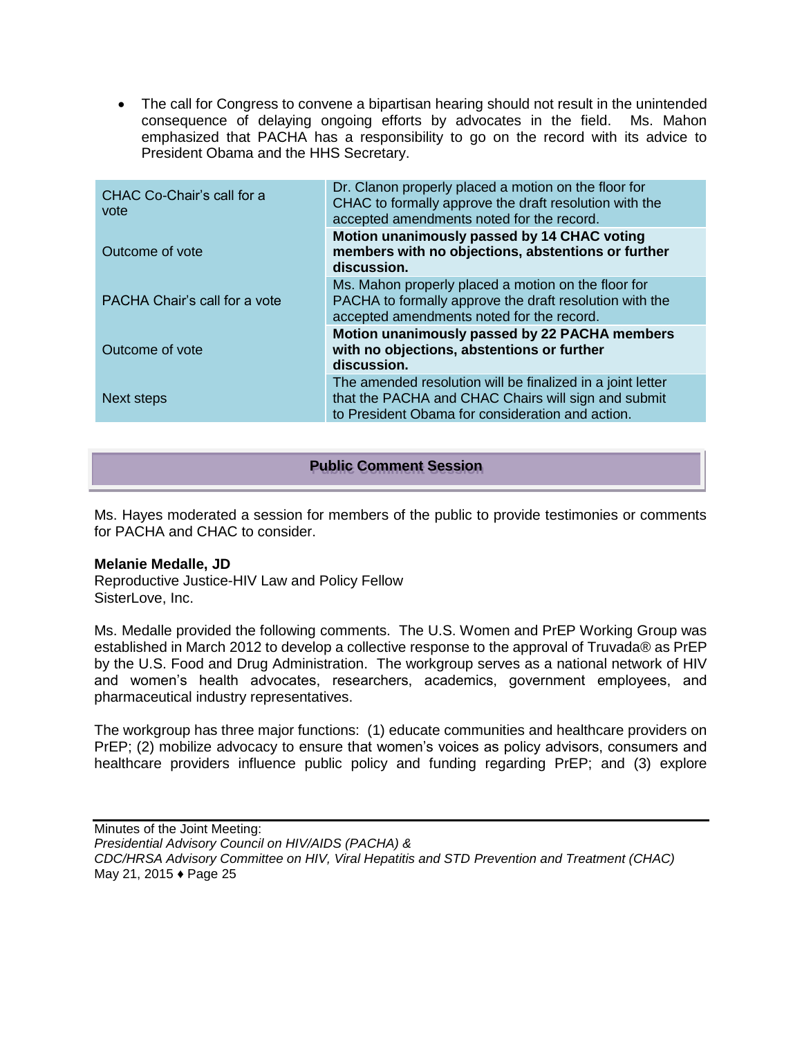- The call for Congress to convene a bipartisan hearing should not result in the unintended consequence of delaying ongoing efforts by advocates in the field. Ms. Mahon emphasized that PACHA has a responsibility to go on the record with its advice to President Obama and the HHS Secretary.

| | |
|---|---|
| CHAC Co-Chair's call for a vote | Dr. Clanon properly placed a motion on the floor for CHAC to formally approve the draft resolution with the accepted amendments noted for the record. |
| Outcome of vote | **Motion unanimously passed by 14 CHAC voting members with no objections, abstentions or further discussion.** |
| PACHA Chair's call for a vote | Ms. Mahon properly placed a motion on the floor for PACHA to formally approve the draft resolution with the accepted amendments noted for the record. |
| Outcome of vote | **Motion unanimously passed by 22 PACHA members with no objections, abstentions or further discussion.** |
| Next steps | The amended resolution will be finalized in a joint letter that the PACHA and CHAC Chairs will sign and submit to President Obama for consideration and action. |

## Public Comment Session

Ms. Hayes moderated a session for members of the public to provide testimonies or comments for PACHA and CHAC to consider.

**Melanie Medalle, JD**
Reproductive Justice-HIV Law and Policy Fellow
SisterLove, Inc.

Ms. Medalle provided the following comments. The U.S. Women and PrEP Working Group was established in March 2012 to develop a collective response to the approval of Truvada® as PrEP by the U.S. Food and Drug Administration. The workgroup serves as a national network of HIV and women's health advocates, researchers, academics, government employees, and pharmaceutical industry representatives.

The workgroup has three major functions: (1) educate communities and healthcare providers on PrEP; (2) mobilize advocacy to ensure that women's voices as policy advisors, consumers and healthcare providers influence public policy and funding regarding PrEP; and (3) explore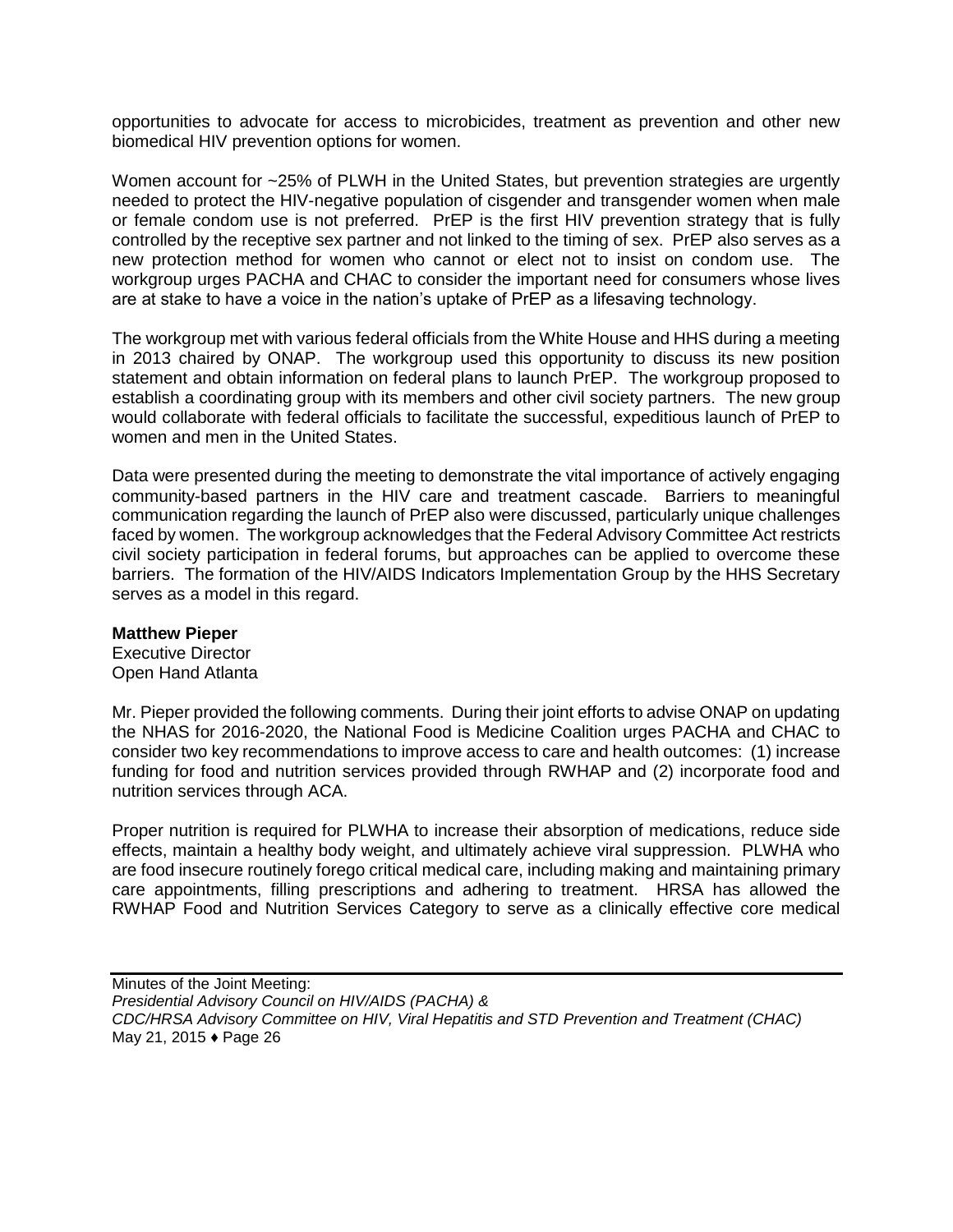opportunities to advocate for access to microbicides, treatment as prevention and other new biomedical HIV prevention options for women.

Women account for ~25% of PLWH in the United States, but prevention strategies are urgently needed to protect the HIV-negative population of cisgender and transgender women when male or female condom use is not preferred. PrEP is the first HIV prevention strategy that is fully controlled by the receptive sex partner and not linked to the timing of sex. PrEP also serves as a new protection method for women who cannot or elect not to insist on condom use. The workgroup urges PACHA and CHAC to consider the important need for consumers whose lives are at stake to have a voice in the nation's uptake of PrEP as a lifesaving technology.

The workgroup met with various federal officials from the White House and HHS during a meeting in 2013 chaired by ONAP. The workgroup used this opportunity to discuss its new position statement and obtain information on federal plans to launch PrEP. The workgroup proposed to establish a coordinating group with its members and other civil society partners. The new group would collaborate with federal officials to facilitate the successful, expeditious launch of PrEP to women and men in the United States.

Data were presented during the meeting to demonstrate the vital importance of actively engaging community-based partners in the HIV care and treatment cascade. Barriers to meaningful communication regarding the launch of PrEP also were discussed, particularly unique challenges faced by women. The workgroup acknowledges that the Federal Advisory Committee Act restricts civil society participation in federal forums, but approaches can be applied to overcome these barriers. The formation of the HIV/AIDS Indicators Implementation Group by the HHS Secretary serves as a model in this regard.

**Matthew Pieper**
Executive Director
Open Hand Atlanta

Mr. Pieper provided the following comments. During their joint efforts to advise ONAP on updating the NHAS for 2016-2020, the National Food is Medicine Coalition urges PACHA and CHAC to consider two key recommendations to improve access to care and health outcomes: (1) increase funding for food and nutrition services provided through RWHAP and (2) incorporate food and nutrition services through ACA.

Proper nutrition is required for PLWHA to increase their absorption of medications, reduce side effects, maintain a healthy body weight, and ultimately achieve viral suppression. PLWHA who are food insecure routinely forego critical medical care, including making and maintaining primary care appointments, filling prescriptions and adhering to treatment. HRSA has allowed the RWHAP Food and Nutrition Services Category to serve as a clinically effective core medical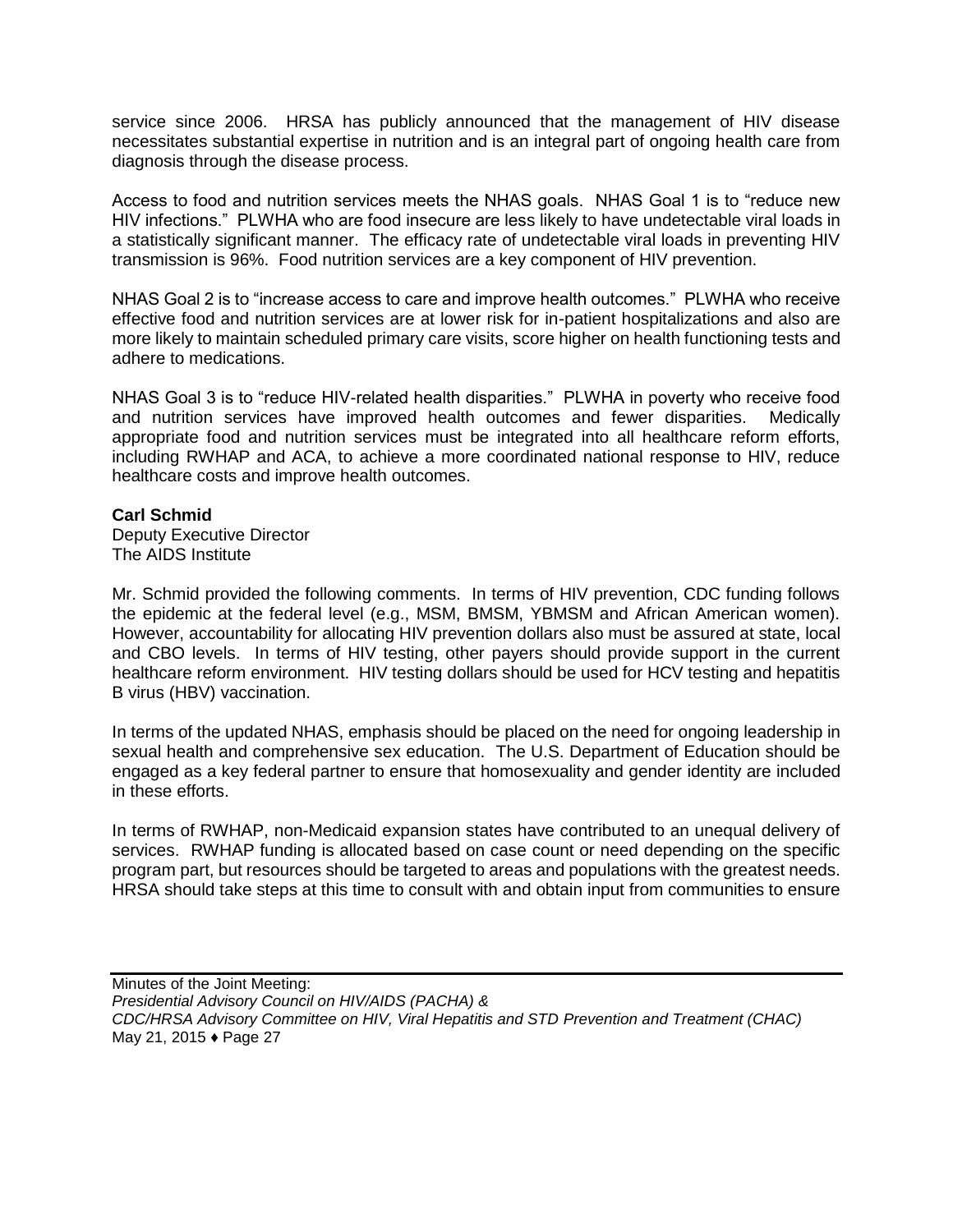service since 2006. HRSA has publicly announced that the management of HIV disease necessitates substantial expertise in nutrition and is an integral part of ongoing health care from diagnosis through the disease process.

Access to food and nutrition services meets the NHAS goals. NHAS Goal 1 is to "reduce new HIV infections." PLWHA who are food insecure are less likely to have undetectable viral loads in a statistically significant manner. The efficacy rate of undetectable viral loads in preventing HIV transmission is 96%. Food nutrition services are a key component of HIV prevention.

NHAS Goal 2 is to "increase access to care and improve health outcomes." PLWHA who receive effective food and nutrition services are at lower risk for in-patient hospitalizations and also are more likely to maintain scheduled primary care visits, score higher on health functioning tests and adhere to medications.

NHAS Goal 3 is to "reduce HIV-related health disparities." PLWHA in poverty who receive food and nutrition services have improved health outcomes and fewer disparities. Medically appropriate food and nutrition services must be integrated into all healthcare reform efforts, including RWHAP and ACA, to achieve a more coordinated national response to HIV, reduce healthcare costs and improve health outcomes.

**Carl Schmid**
Deputy Executive Director
The AIDS Institute

Mr. Schmid provided the following comments. In terms of HIV prevention, CDC funding follows the epidemic at the federal level (e.g., MSM, BMSM, YBMSM and African American women). However, accountability for allocating HIV prevention dollars also must be assured at state, local and CBO levels. In terms of HIV testing, other payers should provide support in the current healthcare reform environment. HIV testing dollars should be used for HCV testing and hepatitis B virus (HBV) vaccination.

In terms of the updated NHAS, emphasis should be placed on the need for ongoing leadership in sexual health and comprehensive sex education. The U.S. Department of Education should be engaged as a key federal partner to ensure that homosexuality and gender identity are included in these efforts.

In terms of RWHAP, non-Medicaid expansion states have contributed to an unequal delivery of services. RWHAP funding is allocated based on case count or need depending on the specific program part, but resources should be targeted to areas and populations with the greatest needs. HRSA should take steps at this time to consult with and obtain input from communities to ensure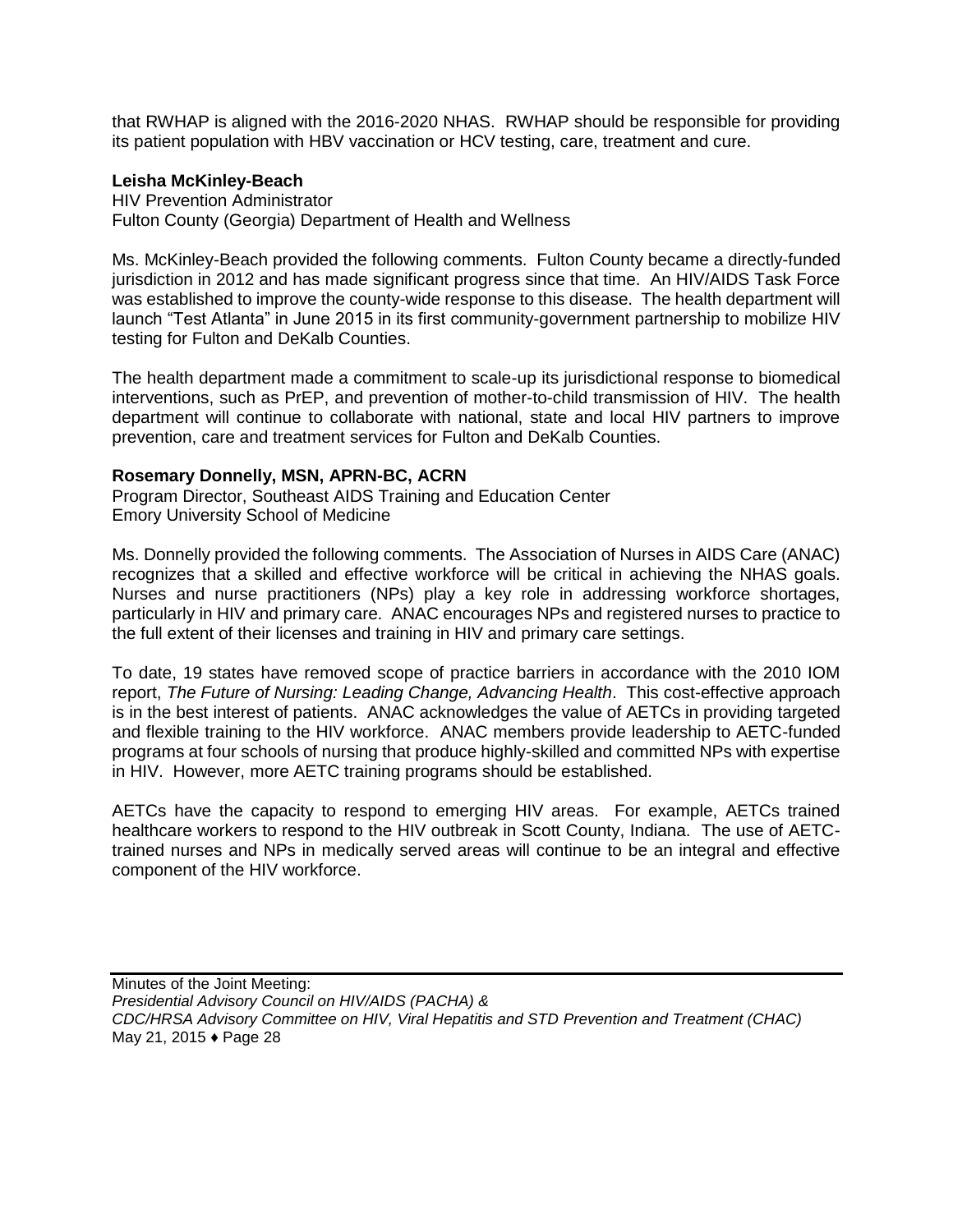that RWHAP is aligned with the 2016-2020 NHAS. RWHAP should be responsible for providing its patient population with HBV vaccination or HCV testing, care, treatment and cure.

**Leisha McKinley-Beach**
HIV Prevention Administrator
Fulton County (Georgia) Department of Health and Wellness

Ms. McKinley-Beach provided the following comments. Fulton County became a directly-funded jurisdiction in 2012 and has made significant progress since that time. An HIV/AIDS Task Force was established to improve the county-wide response to this disease. The health department will launch "Test Atlanta" in June 2015 in its first community-government partnership to mobilize HIV testing for Fulton and DeKalb Counties.

The health department made a commitment to scale-up its jurisdictional response to biomedical interventions, such as PrEP, and prevention of mother-to-child transmission of HIV. The health department will continue to collaborate with national, state and local HIV partners to improve prevention, care and treatment services for Fulton and DeKalb Counties.

**Rosemary Donnelly, MSN, APRN-BC, ACRN**
Program Director, Southeast AIDS Training and Education Center
Emory University School of Medicine

Ms. Donnelly provided the following comments. The Association of Nurses in AIDS Care (ANAC) recognizes that a skilled and effective workforce will be critical in achieving the NHAS goals. Nurses and nurse practitioners (NPs) play a key role in addressing workforce shortages, particularly in HIV and primary care. ANAC encourages NPs and registered nurses to practice to the full extent of their licenses and training in HIV and primary care settings.

To date, 19 states have removed scope of practice barriers in accordance with the 2010 IOM report, *The Future of Nursing: Leading Change, Advancing Health*. This cost-effective approach is in the best interest of patients. ANAC acknowledges the value of AETCs in providing targeted and flexible training to the HIV workforce. ANAC members provide leadership to AETC-funded programs at four schools of nursing that produce highly-skilled and committed NPs with expertise in HIV. However, more AETC training programs should be established.

AETCs have the capacity to respond to emerging HIV areas. For example, AETCs trained healthcare workers to respond to the HIV outbreak in Scott County, Indiana. The use of AETC-trained nurses and NPs in medically served areas will continue to be an integral and effective component of the HIV workforce.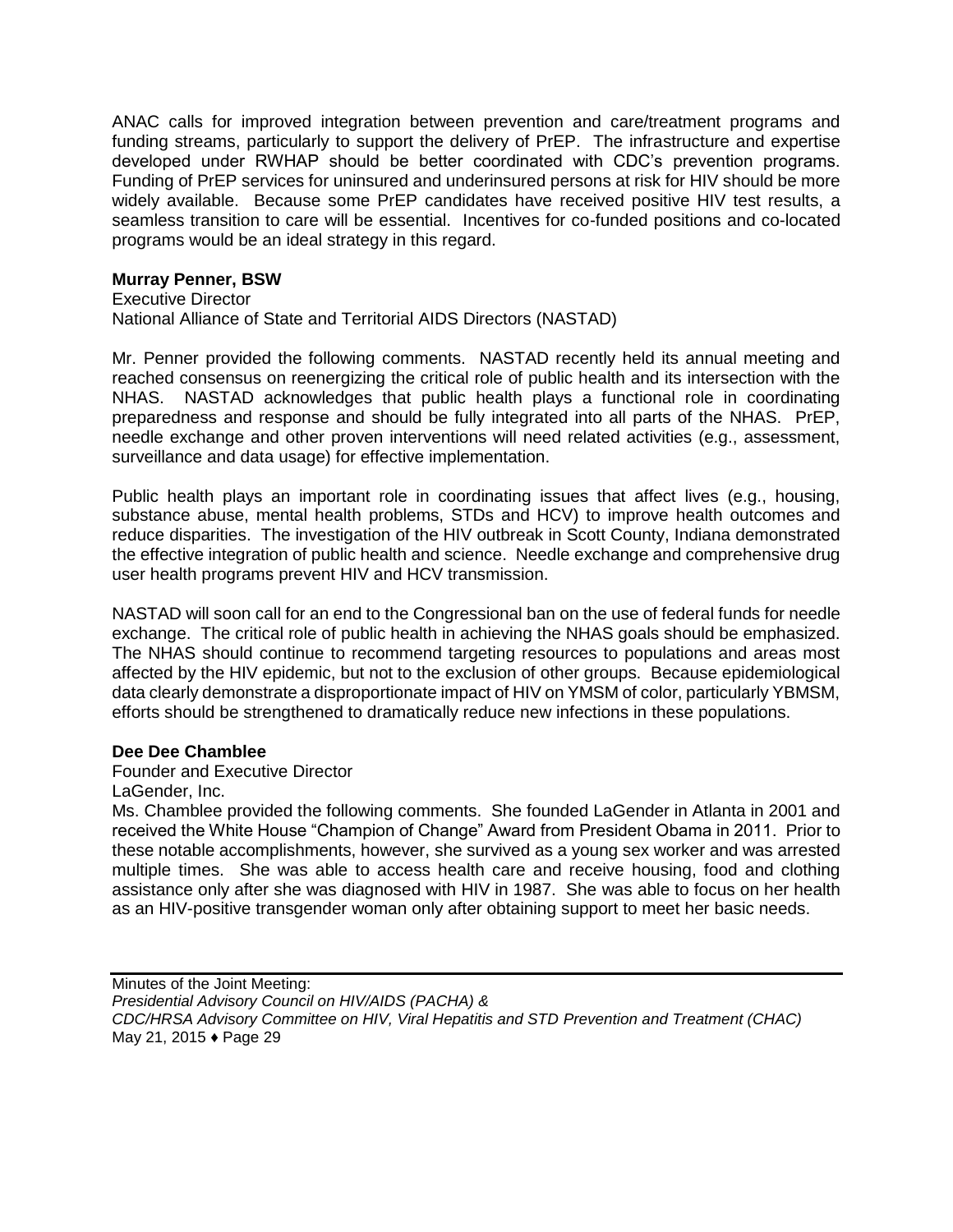ANAC calls for improved integration between prevention and care/treatment programs and funding streams, particularly to support the delivery of PrEP. The infrastructure and expertise developed under RWHAP should be better coordinated with CDC's prevention programs. Funding of PrEP services for uninsured and underinsured persons at risk for HIV should be more widely available. Because some PrEP candidates have received positive HIV test results, a seamless transition to care will be essential. Incentives for co-funded positions and co-located programs would be an ideal strategy in this regard.

**Murray Penner, BSW**
Executive Director
National Alliance of State and Territorial AIDS Directors (NASTAD)

Mr. Penner provided the following comments. NASTAD recently held its annual meeting and reached consensus on reenergizing the critical role of public health and its intersection with the NHAS. NASTAD acknowledges that public health plays a functional role in coordinating preparedness and response and should be fully integrated into all parts of the NHAS. PrEP, needle exchange and other proven interventions will need related activities (e.g., assessment, surveillance and data usage) for effective implementation.

Public health plays an important role in coordinating issues that affect lives (e.g., housing, substance abuse, mental health problems, STDs and HCV) to improve health outcomes and reduce disparities. The investigation of the HIV outbreak in Scott County, Indiana demonstrated the effective integration of public health and science. Needle exchange and comprehensive drug user health programs prevent HIV and HCV transmission.

NASTAD will soon call for an end to the Congressional ban on the use of federal funds for needle exchange. The critical role of public health in achieving the NHAS goals should be emphasized. The NHAS should continue to recommend targeting resources to populations and areas most affected by the HIV epidemic, but not to the exclusion of other groups. Because epidemiological data clearly demonstrate a disproportionate impact of HIV on YMSM of color, particularly YBMSM, efforts should be strengthened to dramatically reduce new infections in these populations.

**Dee Dee Chamblee**
Founder and Executive Director
LaGender, Inc.

Ms. Chamblee provided the following comments. She founded LaGender in Atlanta in 2001 and received the White House "Champion of Change" Award from President Obama in 2011. Prior to these notable accomplishments, however, she survived as a young sex worker and was arrested multiple times. She was able to access health care and receive housing, food and clothing assistance only after she was diagnosed with HIV in 1987. She was able to focus on her health as an HIV-positive transgender woman only after obtaining support to meet her basic needs.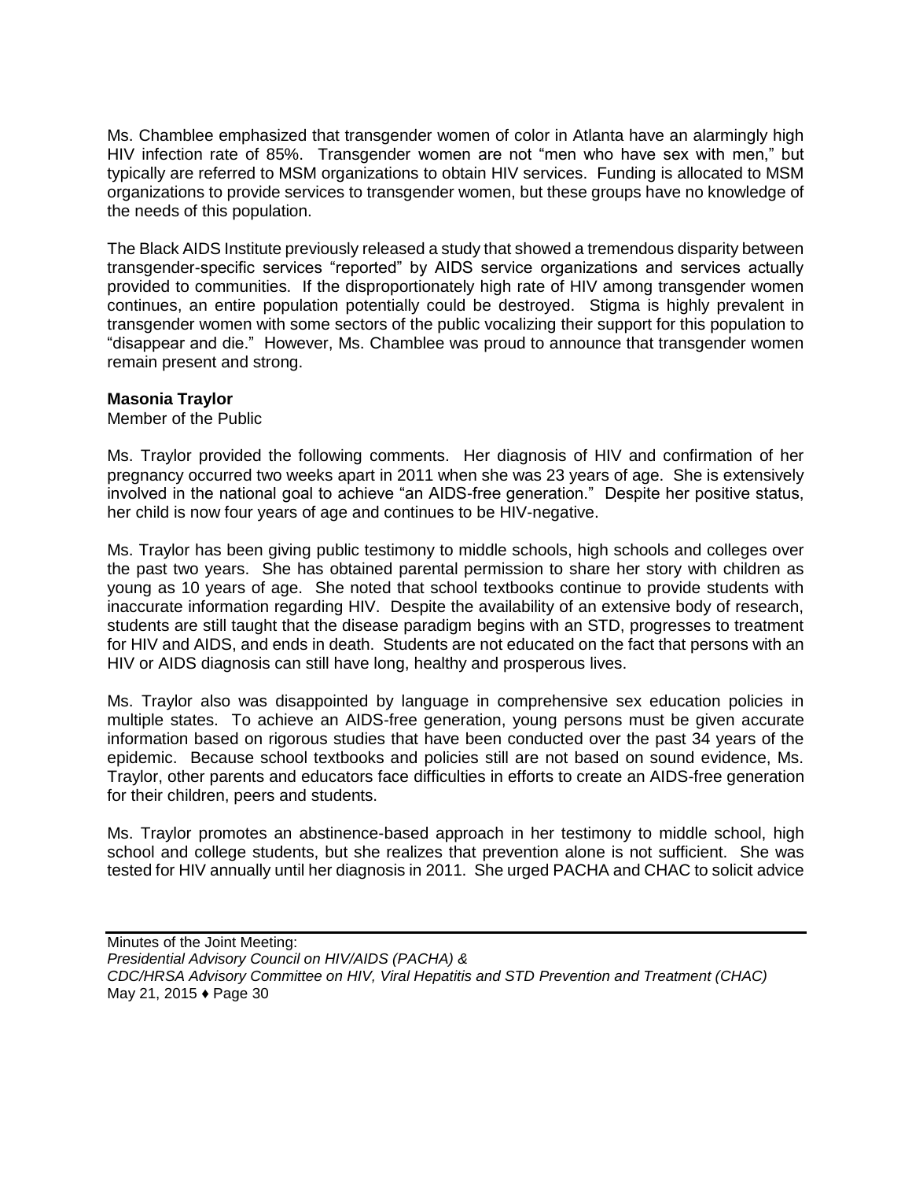Ms. Chamblee emphasized that transgender women of color in Atlanta have an alarmingly high HIV infection rate of 85%. Transgender women are not "men who have sex with men," but typically are referred to MSM organizations to obtain HIV services. Funding is allocated to MSM organizations to provide services to transgender women, but these groups have no knowledge of the needs of this population.

The Black AIDS Institute previously released a study that showed a tremendous disparity between transgender-specific services "reported" by AIDS service organizations and services actually provided to communities. If the disproportionately high rate of HIV among transgender women continues, an entire population potentially could be destroyed. Stigma is highly prevalent in transgender women with some sectors of the public vocalizing their support for this population to "disappear and die." However, Ms. Chamblee was proud to announce that transgender women remain present and strong.

**Masonia Traylor**
Member of the Public

Ms. Traylor provided the following comments. Her diagnosis of HIV and confirmation of her pregnancy occurred two weeks apart in 2011 when she was 23 years of age. She is extensively involved in the national goal to achieve "an AIDS-free generation." Despite her positive status, her child is now four years of age and continues to be HIV-negative.

Ms. Traylor has been giving public testimony to middle schools, high schools and colleges over the past two years. She has obtained parental permission to share her story with children as young as 10 years of age. She noted that school textbooks continue to provide students with inaccurate information regarding HIV. Despite the availability of an extensive body of research, students are still taught that the disease paradigm begins with an STD, progresses to treatment for HIV and AIDS, and ends in death. Students are not educated on the fact that persons with an HIV or AIDS diagnosis can still have long, healthy and prosperous lives.

Ms. Traylor also was disappointed by language in comprehensive sex education policies in multiple states. To achieve an AIDS-free generation, young persons must be given accurate information based on rigorous studies that have been conducted over the past 34 years of the epidemic. Because school textbooks and policies still are not based on sound evidence, Ms. Traylor, other parents and educators face difficulties in efforts to create an AIDS-free generation for their children, peers and students.

Ms. Traylor promotes an abstinence-based approach in her testimony to middle school, high school and college students, but she realizes that prevention alone is not sufficient. She was tested for HIV annually until her diagnosis in 2011. She urged PACHA and CHAC to solicit advice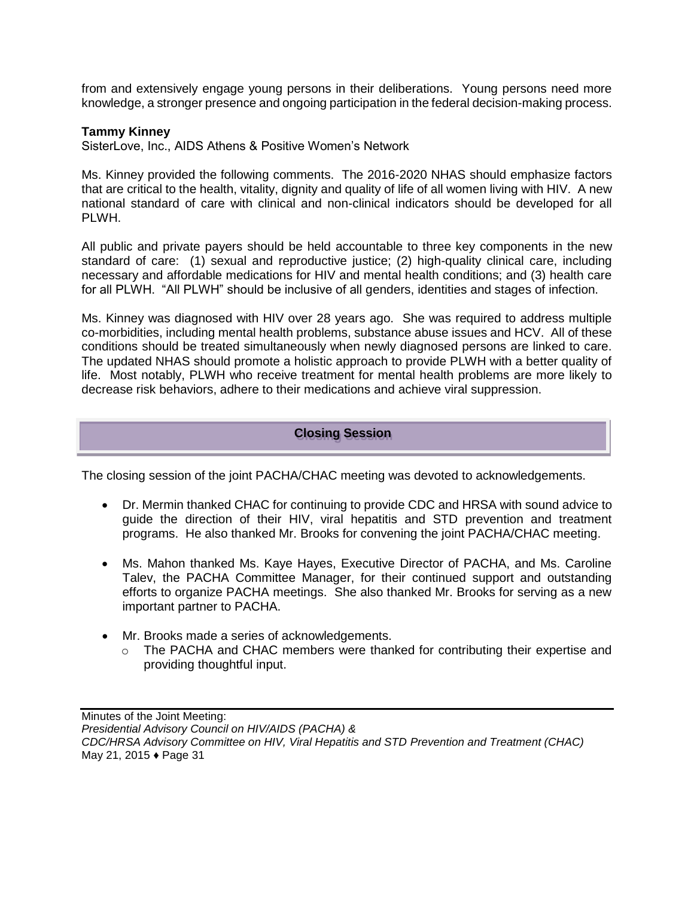from and extensively engage young persons in their deliberations. Young persons need more knowledge, a stronger presence and ongoing participation in the federal decision-making process.

**Tammy Kinney**
SisterLove, Inc., AIDS Athens & Positive Women's Network

Ms. Kinney provided the following comments. The 2016-2020 NHAS should emphasize factors that are critical to the health, vitality, dignity and quality of life of all women living with HIV. A new national standard of care with clinical and non-clinical indicators should be developed for all PLWH.

All public and private payers should be held accountable to three key components in the new standard of care: (1) sexual and reproductive justice; (2) high-quality clinical care, including necessary and affordable medications for HIV and mental health conditions; and (3) health care for all PLWH. "All PLWH" should be inclusive of all genders, identities and stages of infection.

Ms. Kinney was diagnosed with HIV over 28 years ago. She was required to address multiple co-morbidities, including mental health problems, substance abuse issues and HCV. All of these conditions should be treated simultaneously when newly diagnosed persons are linked to care. The updated NHAS should promote a holistic approach to provide PLWH with a better quality of life. Most notably, PLWH who receive treatment for mental health problems are more likely to decrease risk behaviors, adhere to their medications and achieve viral suppression.

## Closing Session

The closing session of the joint PACHA/CHAC meeting was devoted to acknowledgements.

- Dr. Mermin thanked CHAC for continuing to provide CDC and HRSA with sound advice to guide the direction of their HIV, viral hepatitis and STD prevention and treatment programs. He also thanked Mr. Brooks for convening the joint PACHA/CHAC meeting.

- Ms. Mahon thanked Ms. Kaye Hayes, Executive Director of PACHA, and Ms. Caroline Talev, the PACHA Committee Manager, for their continued support and outstanding efforts to organize PACHA meetings. She also thanked Mr. Brooks for serving as a new important partner to PACHA.

- Mr. Brooks made a series of acknowledgements.
  - The PACHA and CHAC members were thanked for contributing their expertise and providing thoughtful input.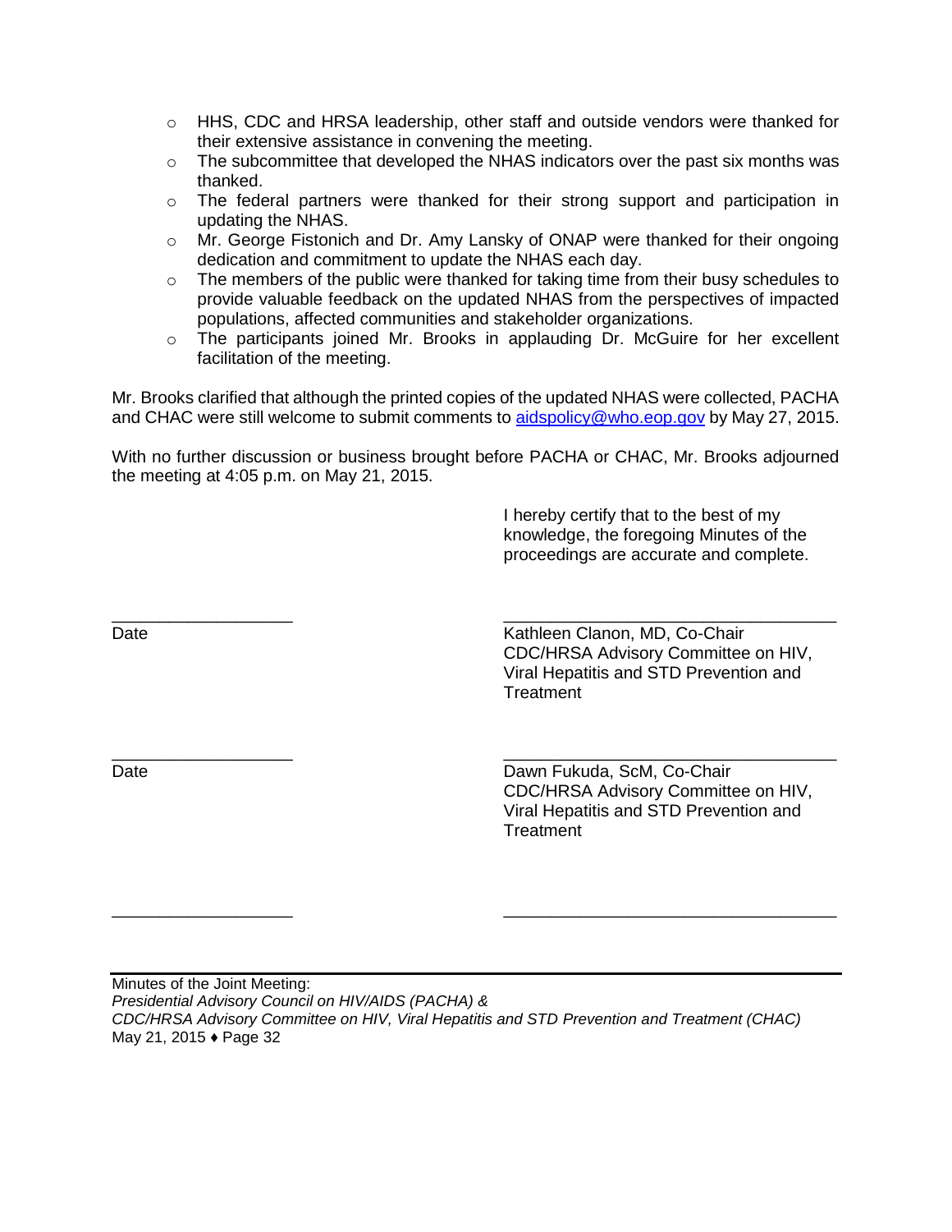- HHS, CDC and HRSA leadership, other staff and outside vendors were thanked for their extensive assistance in convening the meeting.
- The subcommittee that developed the NHAS indicators over the past six months was thanked.
- The federal partners were thanked for their strong support and participation in updating the NHAS.
- Mr. George Fistonich and Dr. Amy Lansky of ONAP were thanked for their ongoing dedication and commitment to update the NHAS each day.
- The members of the public were thanked for taking time from their busy schedules to provide valuable feedback on the updated NHAS from the perspectives of impacted populations, affected communities and stakeholder organizations.
- The participants joined Mr. Brooks in applauding Dr. McGuire for her excellent facilitation of the meeting.

Mr. Brooks clarified that although the printed copies of the updated NHAS were collected, PACHA and CHAC were still welcome to submit comments to aidspolicy@who.eop.gov by May 27, 2015.

With no further discussion or business brought before PACHA or CHAC, Mr. Brooks adjourned the meeting at 4:05 p.m. on May 21, 2015.

I hereby certify that to the best of my knowledge, the foregoing Minutes of the proceedings are accurate and complete.

\_\_\_\_\_\_\_\_\_\_\_\_\_\_\_\_\_\_\_\_ \_\_\_\_\_\_\_\_\_\_\_\_\_\_\_\_\_\_\_\_\_\_\_\_\_\_\_\_\_\_\_\_\_\_\_\_

Date

Kathleen Clanon, MD, Co-Chair
CDC/HRSA Advisory Committee on HIV, Viral Hepatitis and STD Prevention and Treatment

\_\_\_\_\_\_\_\_\_\_\_\_\_\_\_\_\_\_\_\_ \_\_\_\_\_\_\_\_\_\_\_\_\_\_\_\_\_\_\_\_\_\_\_\_\_\_\_\_\_\_\_\_\_\_\_\_

Date

Dawn Fukuda, ScM, Co-Chair
CDC/HRSA Advisory Committee on HIV, Viral Hepatitis and STD Prevention and Treatment

\_\_\_\_\_\_\_\_\_\_\_\_\_\_\_\_\_\_\_\_ \_\_\_\_\_\_\_\_\_\_\_\_\_\_\_\_\_\_\_\_\_\_\_\_\_\_\_\_\_\_\_\_\_\_\_\_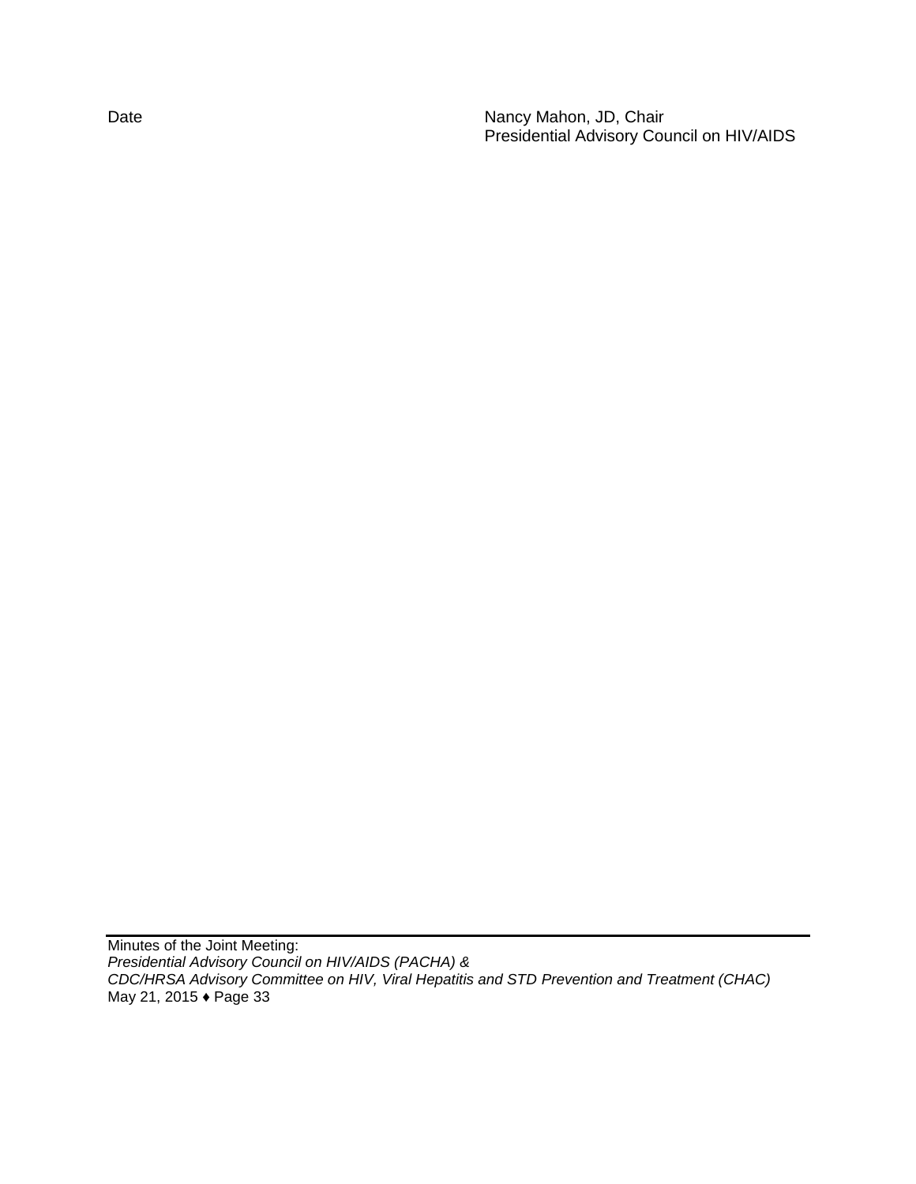Date

Nancy Mahon, JD, Chair
Presidential Advisory Council on HIV/AIDS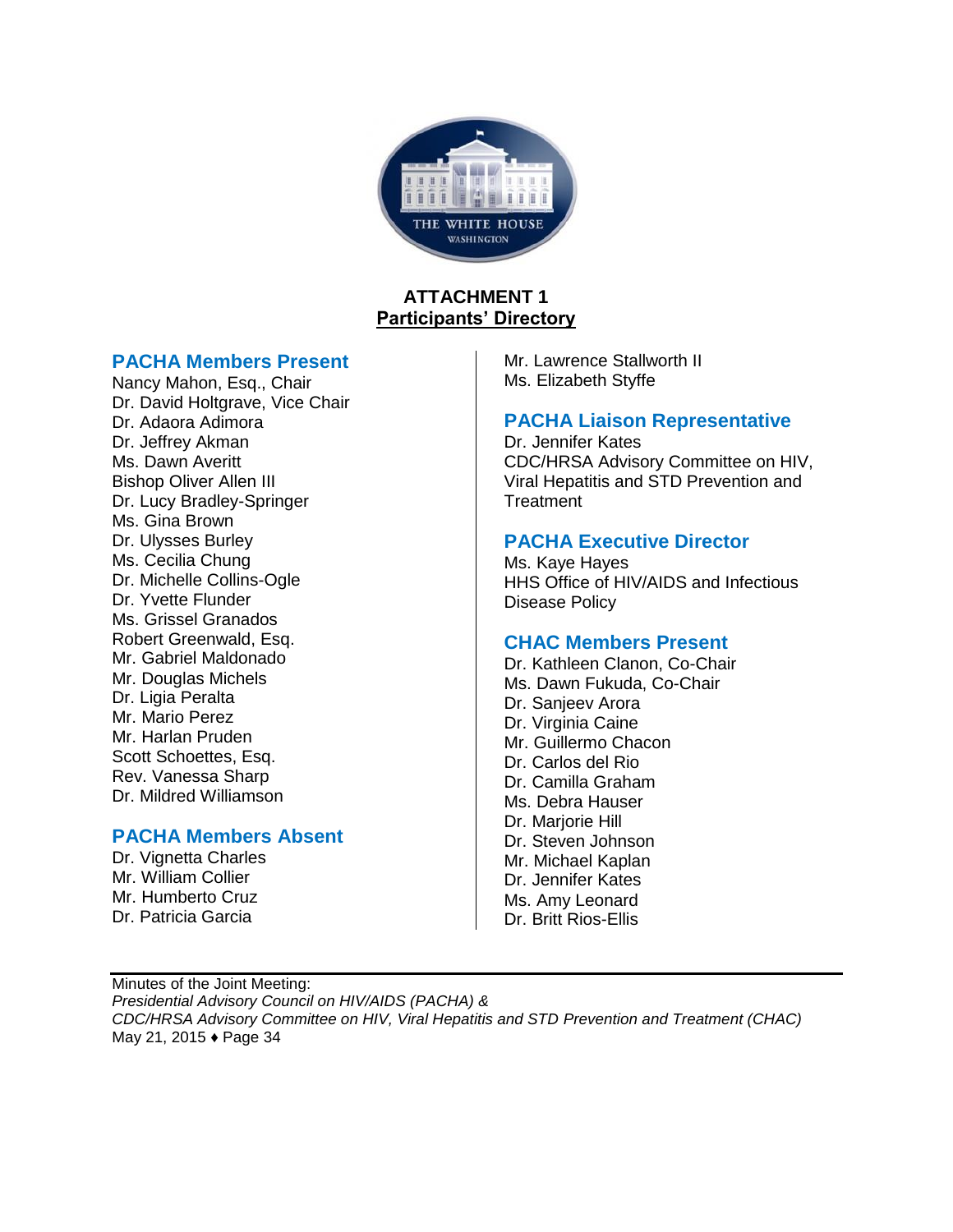## ATTACHMENT 1
## Participants' Directory

### PACHA Members Present

Nancy Mahon, Esq., Chair
Dr. David Holtgrave, Vice Chair
Dr. Adaora Adimora
Dr. Jeffrey Akman
Ms. Dawn Averitt
Bishop Oliver Allen III
Dr. Lucy Bradley-Springer
Ms. Gina Brown
Dr. Ulysses Burley
Ms. Cecilia Chung
Dr. Michelle Collins-Ogle
Dr. Yvette Flunder
Ms. Grissel Granados
Robert Greenwald, Esq.
Mr. Gabriel Maldonado
Mr. Douglas Michels
Dr. Ligia Peralta
Mr. Mario Perez
Mr. Harlan Pruden
Scott Schoettes, Esq.
Rev. Vanessa Sharp
Dr. Mildred Williamson
Mr. Lawrence Stallworth II
Ms. Elizabeth Styffe

### PACHA Members Absent

Dr. Vignetta Charles
Mr. William Collier
Mr. Humberto Cruz
Dr. Patricia Garcia

### PACHA Liaison Representative

Dr. Jennifer Kates
CDC/HRSA Advisory Committee on HIV, Viral Hepatitis and STD Prevention and Treatment

### PACHA Executive Director

Ms. Kaye Hayes
HHS Office of HIV/AIDS and Infectious Disease Policy

### CHAC Members Present

Dr. Kathleen Clanon, Co-Chair
Ms. Dawn Fukuda, Co-Chair
Dr. Sanjeev Arora
Dr. Virginia Caine
Mr. Guillermo Chacon
Dr. Carlos del Rio
Dr. Camilla Graham
Ms. Debra Hauser
Dr. Marjorie Hill
Dr. Steven Johnson
Mr. Michael Kaplan
Dr. Jennifer Kates
Ms. Amy Leonard
Dr. Britt Rios-Ellis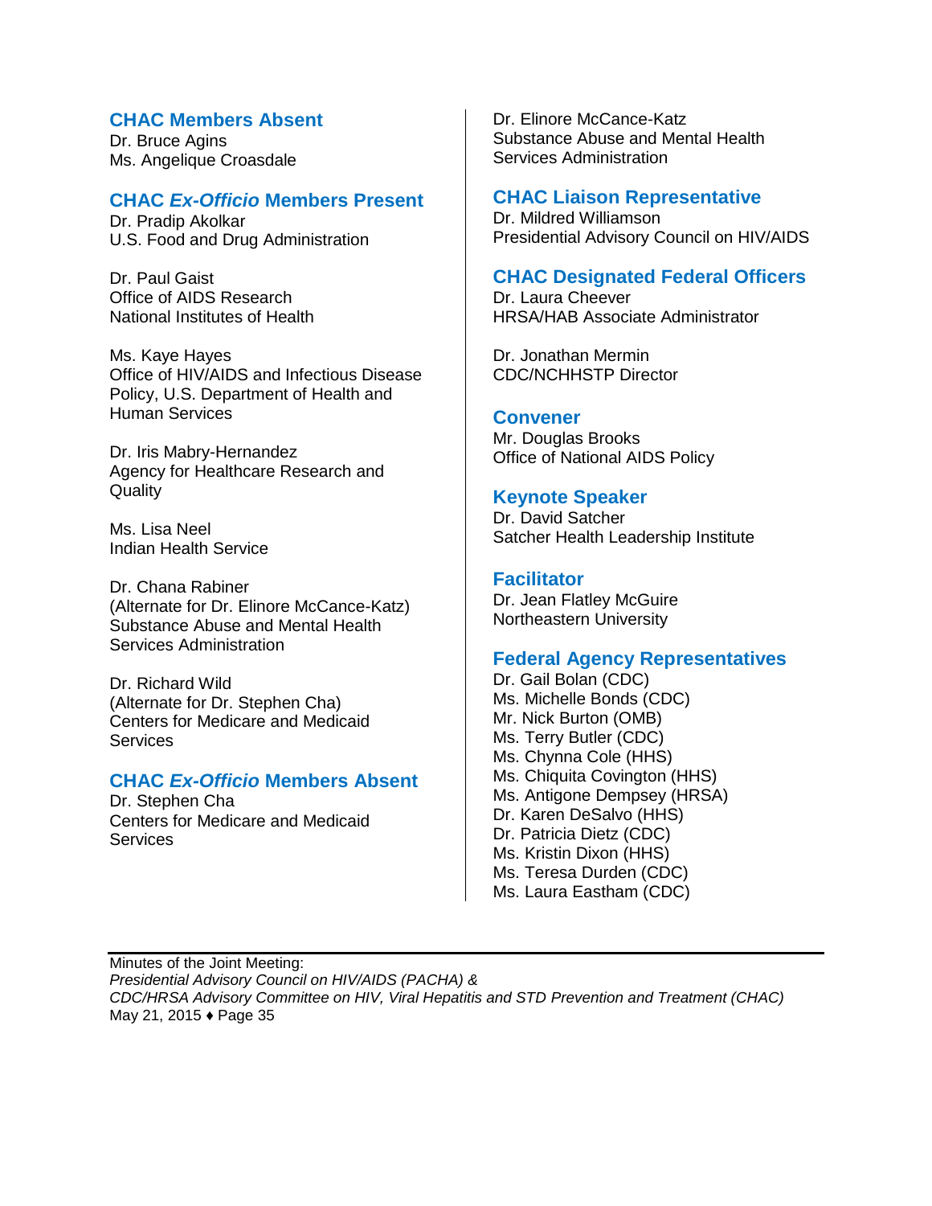### CHAC Members Absent

Dr. Bruce Agins
Ms. Angelique Croasdale

### CHAC *Ex-Officio* Members Present

Dr. Pradip Akolkar
U.S. Food and Drug Administration

Dr. Paul Gaist
Office of AIDS Research
National Institutes of Health

Ms. Kaye Hayes
Office of HIV/AIDS and Infectious Disease Policy, U.S. Department of Health and Human Services

Dr. Iris Mabry-Hernandez
Agency for Healthcare Research and Quality

Ms. Lisa Neel
Indian Health Service

Dr. Chana Rabiner
(Alternate for Dr. Elinore McCance-Katz)
Substance Abuse and Mental Health Services Administration

Dr. Richard Wild
(Alternate for Dr. Stephen Cha)
Centers for Medicare and Medicaid Services

### CHAC *Ex-Officio* Members Absent

Dr. Stephen Cha
Centers for Medicare and Medicaid Services

Dr. Elinore McCance-Katz
Substance Abuse and Mental Health Services Administration

### CHAC Liaison Representative

Dr. Mildred Williamson
Presidential Advisory Council on HIV/AIDS

### CHAC Designated Federal Officers

Dr. Laura Cheever
HRSA/HAB Associate Administrator

Dr. Jonathan Mermin
CDC/NCHHSTP Director

### Convener

Mr. Douglas Brooks
Office of National AIDS Policy

### Keynote Speaker

Dr. David Satcher
Satcher Health Leadership Institute

### Facilitator

Dr. Jean Flatley McGuire
Northeastern University

### Federal Agency Representatives

Dr. Gail Bolan (CDC)
Ms. Michelle Bonds (CDC)
Mr. Nick Burton (OMB)
Ms. Terry Butler (CDC)
Ms. Chynna Cole (HHS)
Ms. Chiquita Covington (HHS)
Ms. Antigone Dempsey (HRSA)
Dr. Karen DeSalvo (HHS)
Dr. Patricia Dietz (CDC)
Ms. Kristin Dixon (HHS)
Ms. Teresa Durden (CDC)
Ms. Laura Eastham (CDC)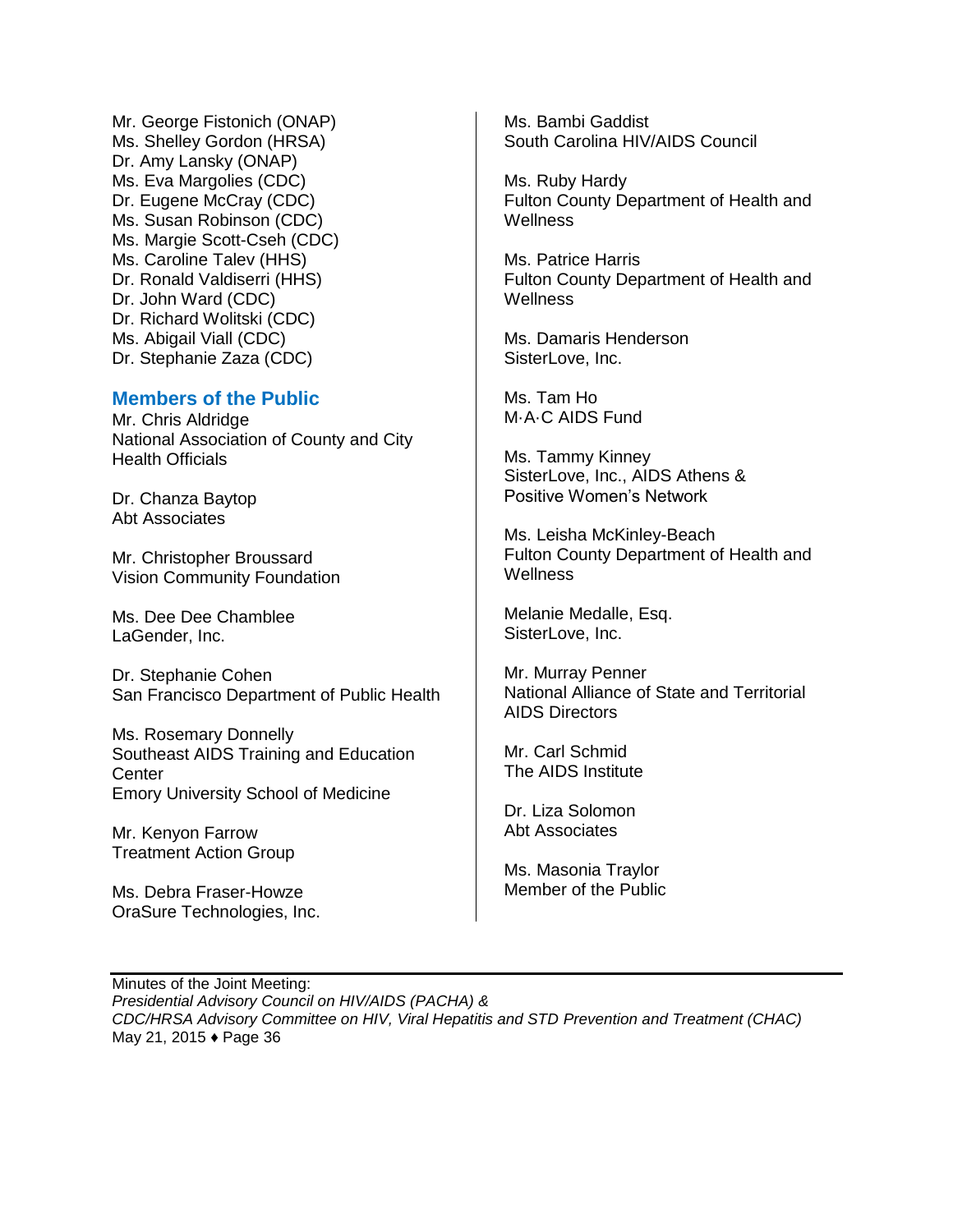Mr. George Fistonich (ONAP)
Ms. Shelley Gordon (HRSA)
Dr. Amy Lansky (ONAP)
Ms. Eva Margolies (CDC)
Dr. Eugene McCray (CDC)
Ms. Susan Robinson (CDC)
Ms. Margie Scott-Cseh (CDC)
Ms. Caroline Talev (HHS)
Dr. Ronald Valdiserri (HHS)
Dr. John Ward (CDC)
Dr. Richard Wolitski (CDC)
Ms. Abigail Viall (CDC)
Dr. Stephanie Zaza (CDC)

### Members of the Public

Mr. Chris Aldridge
National Association of County and City Health Officials

Dr. Chanza Baytop
Abt Associates

Mr. Christopher Broussard
Vision Community Foundation

Ms. Dee Dee Chamblee
LaGender, Inc.

Dr. Stephanie Cohen
San Francisco Department of Public Health

Ms. Rosemary Donnelly
Southeast AIDS Training and Education Center
Emory University School of Medicine

Mr. Kenyon Farrow
Treatment Action Group

Ms. Debra Fraser-Howze
OraSure Technologies, Inc.

Ms. Bambi Gaddist
South Carolina HIV/AIDS Council

Ms. Ruby Hardy
Fulton County Department of Health and Wellness

Ms. Patrice Harris
Fulton County Department of Health and Wellness

Ms. Damaris Henderson
SisterLove, Inc.

Ms. Tam Ho
M·A·C AIDS Fund

Ms. Tammy Kinney
SisterLove, Inc., AIDS Athens & Positive Women's Network

Ms. Leisha McKinley-Beach
Fulton County Department of Health and Wellness

Melanie Medalle, Esq.
SisterLove, Inc.

Mr. Murray Penner
National Alliance of State and Territorial AIDS Directors

Mr. Carl Schmid
The AIDS Institute

Dr. Liza Solomon
Abt Associates

Ms. Masonia Traylor
Member of the Public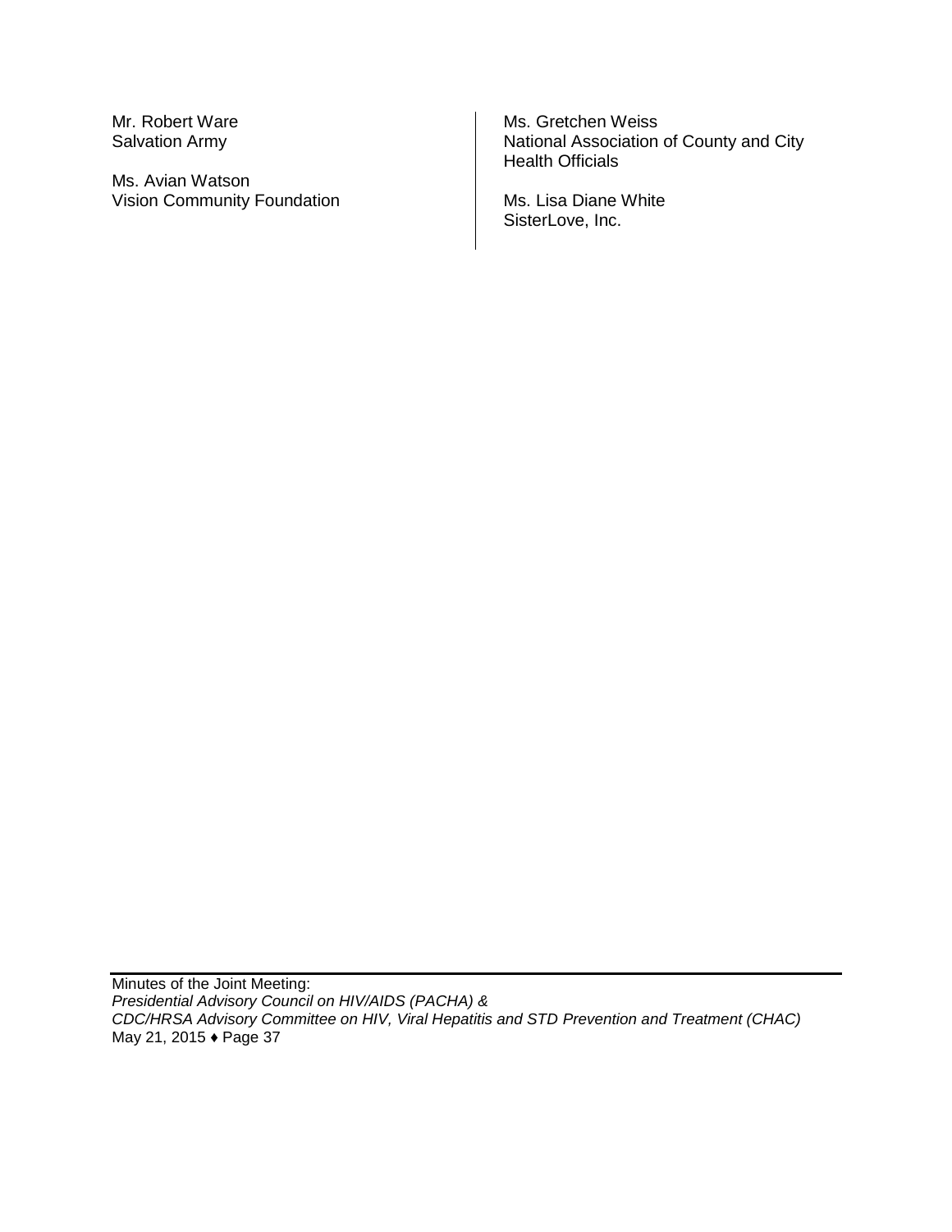Mr. Robert Ware
Salvation Army

Ms. Avian Watson
Vision Community Foundation

Ms. Gretchen Weiss
National Association of County and City Health Officials

Ms. Lisa Diane White
SisterLove, Inc.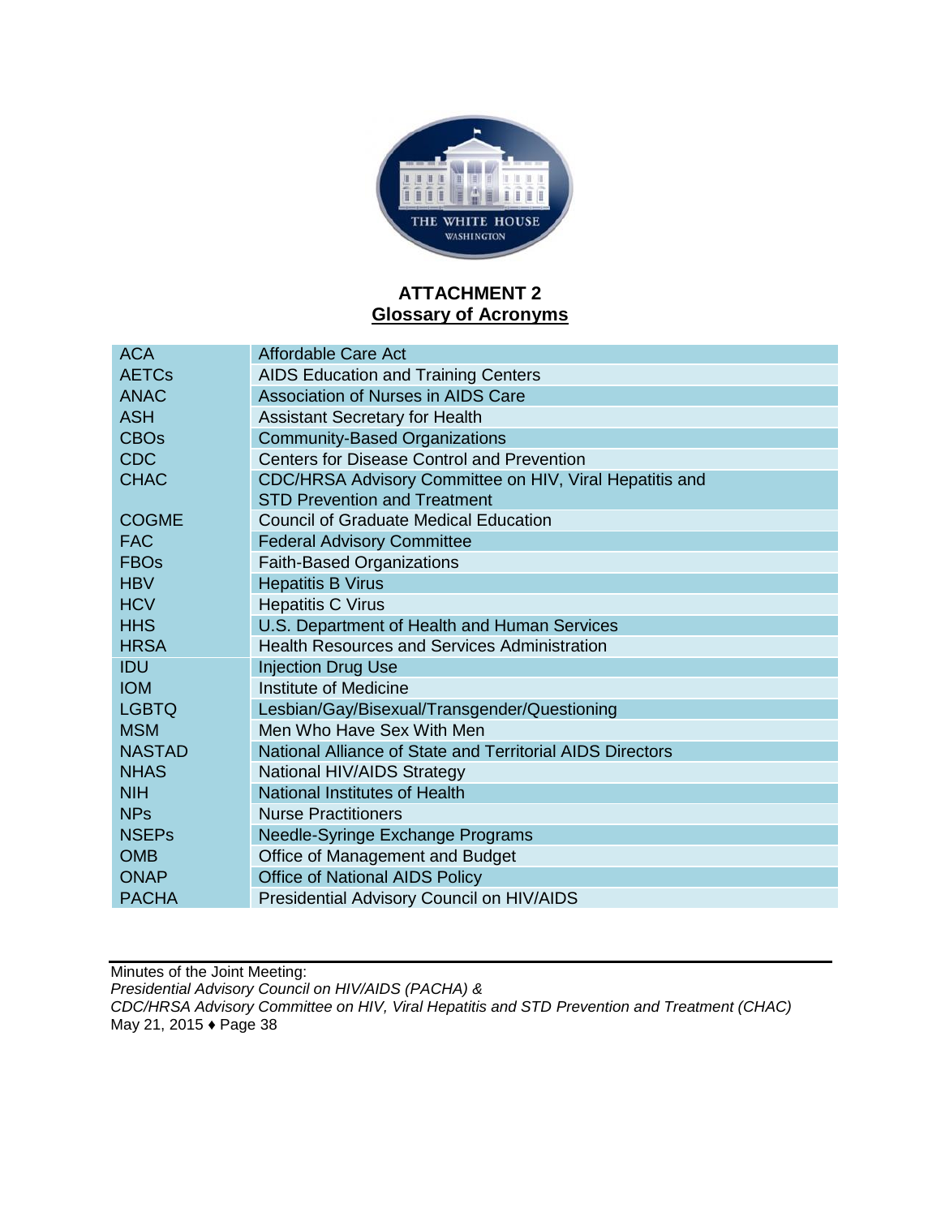# ATTACHMENT 2

## Glossary of Acronyms

| | |
|---|---|
| ACA | Affordable Care Act |
| AETCs | AIDS Education and Training Centers |
| ANAC | Association of Nurses in AIDS Care |
| ASH | Assistant Secretary for Health |
| CBOs | Community-Based Organizations |
| CDC | Centers for Disease Control and Prevention |
| CHAC | CDC/HRSA Advisory Committee on HIV, Viral Hepatitis and STD Prevention and Treatment |
| COGME | Council of Graduate Medical Education |
| FAC | Federal Advisory Committee |
| FBOs | Faith-Based Organizations |
| HBV | Hepatitis B Virus |
| HCV | Hepatitis C Virus |
| HHS | U.S. Department of Health and Human Services |
| HRSA | Health Resources and Services Administration |
| IDU | Injection Drug Use |
| IOM | Institute of Medicine |
| LGBTQ | Lesbian/Gay/Bisexual/Transgender/Questioning |
| MSM | Men Who Have Sex With Men |
| NASTAD | National Alliance of State and Territorial AIDS Directors |
| NHAS | National HIV/AIDS Strategy |
| NIH | National Institutes of Health |
| NPs | Nurse Practitioners |
| NSEPs | Needle-Syringe Exchange Programs |
| OMB | Office of Management and Budget |
| ONAP | Office of National AIDS Policy |
| PACHA | Presidential Advisory Council on HIV/AIDS |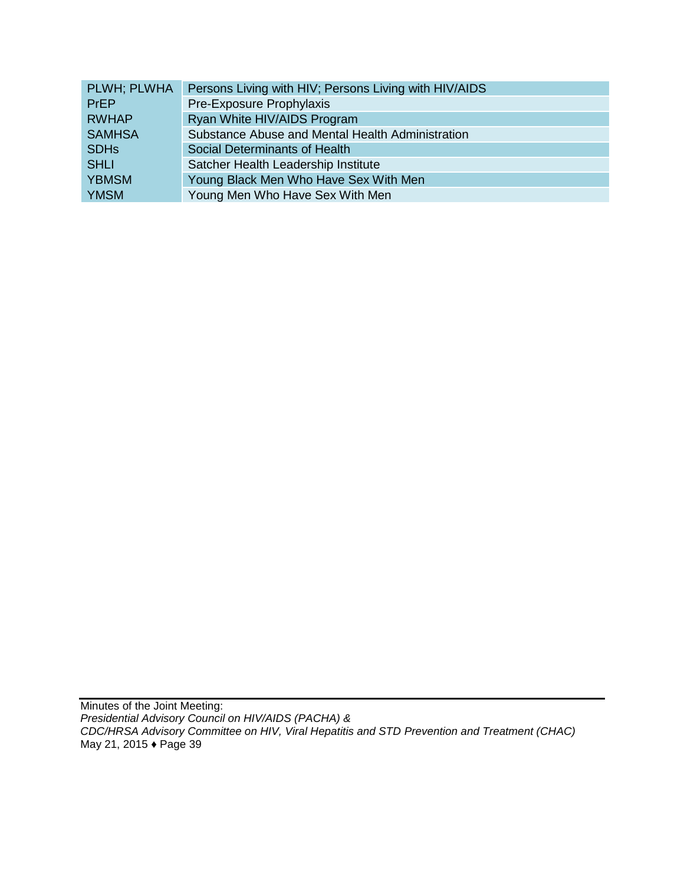| | |
|---|---|
| PLWH; PLWHA | Persons Living with HIV; Persons Living with HIV/AIDS |
| PrEP | Pre-Exposure Prophylaxis |
| RWHAP | Ryan White HIV/AIDS Program |
| SAMHSA | Substance Abuse and Mental Health Administration |
| SDHs | Social Determinants of Health |
| SHLI | Satcher Health Leadership Institute |
| YBMSM | Young Black Men Who Have Sex With Men |
| YMSM | Young Men Who Have Sex With Men |